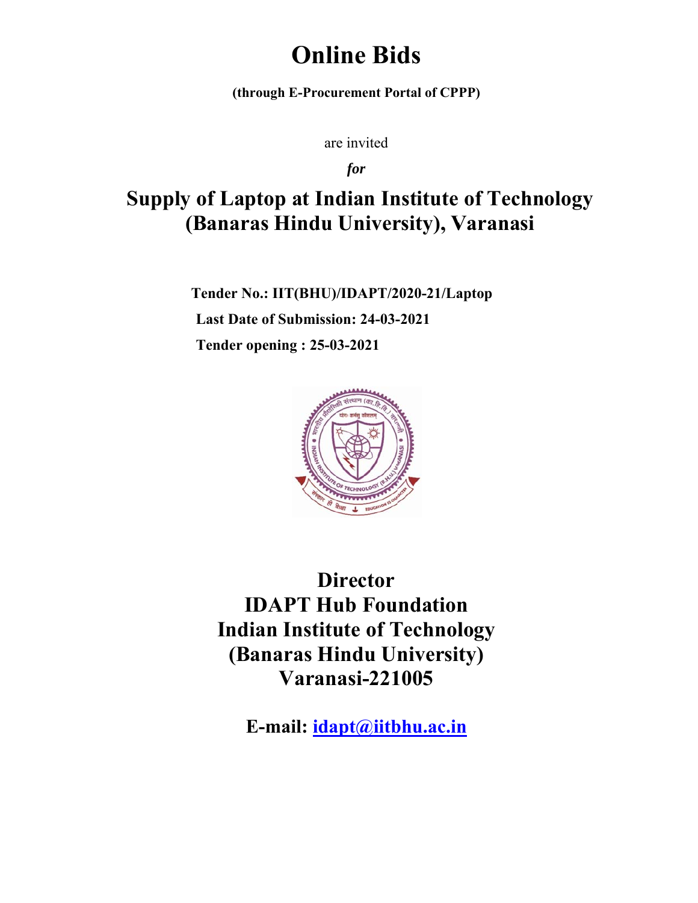# Online Bids

**(through E-Procurement Portal of CPPP)**

are invited

***for***

## Supply of Laptop at Indian Institute of Technology (Banaras Hindu University), Varanasi

**Tender No.: IIT(BHU)/IDAPT/2020-21/Laptop**

**Last Date of Submission: 24-03-2021**

**Tender opening : 25-03-2021**

## Director
## IDAPT Hub Foundation
## Indian Institute of Technology
## (Banaras Hindu University)
## Varanasi-221005

**E-mail: [idapt@iitbhu.ac.in](mailto:idapt@iitbhu.ac.in)**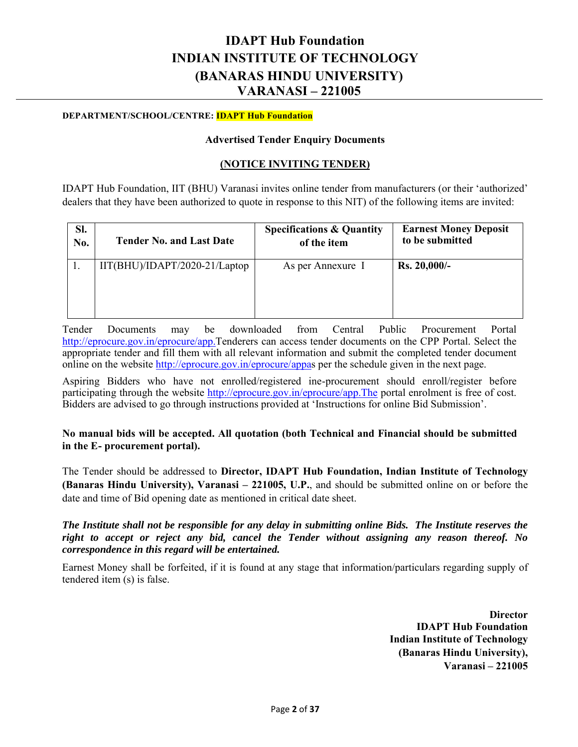# IDAPT Hub Foundation
# INDIAN INSTITUTE OF TECHNOLOGY
# (BANARAS HINDU UNIVERSITY)
# VARANASI – 221005

**DEPARTMENT/SCHOOL/CENTRE: IDAPT Hub Foundation**

**Advertised Tender Enquiry Documents**

**(NOTICE INVITING TENDER)**

IDAPT Hub Foundation, IIT (BHU) Varanasi invites online tender from manufacturers (or their 'authorized' dealers that they have been authorized to quote in response to this NIT) of the following items are invited:

| Sl. No. | Tender No. and Last Date | Specifications & Quantity of the item | Earnest Money Deposit to be submitted |
|---|---|---|---|
| 1. | IIT(BHU)/IDAPT/2020-21/Laptop | As per Annexure I | **Rs. 20,000/-** |

Tender Documents may be downloaded from Central Public Procurement Portal http://eprocure.gov.in/eprocure/app.Tenderers can access tender documents on the CPP Portal. Select the appropriate tender and fill them with all relevant information and submit the completed tender document online on the website http://eprocure.gov.in/eprocure/appas per the schedule given in the next page.

Aspiring Bidders who have not enrolled/registered ine-procurement should enroll/register before participating through the website http://eprocure.gov.in/eprocure/app.The portal enrolment is free of cost. Bidders are advised to go through instructions provided at 'Instructions for online Bid Submission'.

**No manual bids will be accepted. All quotation (both Technical and Financial should be submitted in the E- procurement portal).**

The Tender should be addressed to **Director, IDAPT Hub Foundation, Indian Institute of Technology (Banaras Hindu University), Varanasi – 221005, U.P.**, and should be submitted online on or before the date and time of Bid opening date as mentioned in critical date sheet.

***The Institute shall not be responsible for any delay in submitting online Bids. The Institute reserves the right to accept or reject any bid, cancel the Tender without assigning any reason thereof. No correspondence in this regard will be entertained.***

Earnest Money shall be forfeited, if it is found at any stage that information/particulars regarding supply of tendered item (s) is false.

**Director**
**IDAPT Hub Foundation**
**Indian Institute of Technology**
**(Banaras Hindu University),**
**Varanasi – 221005**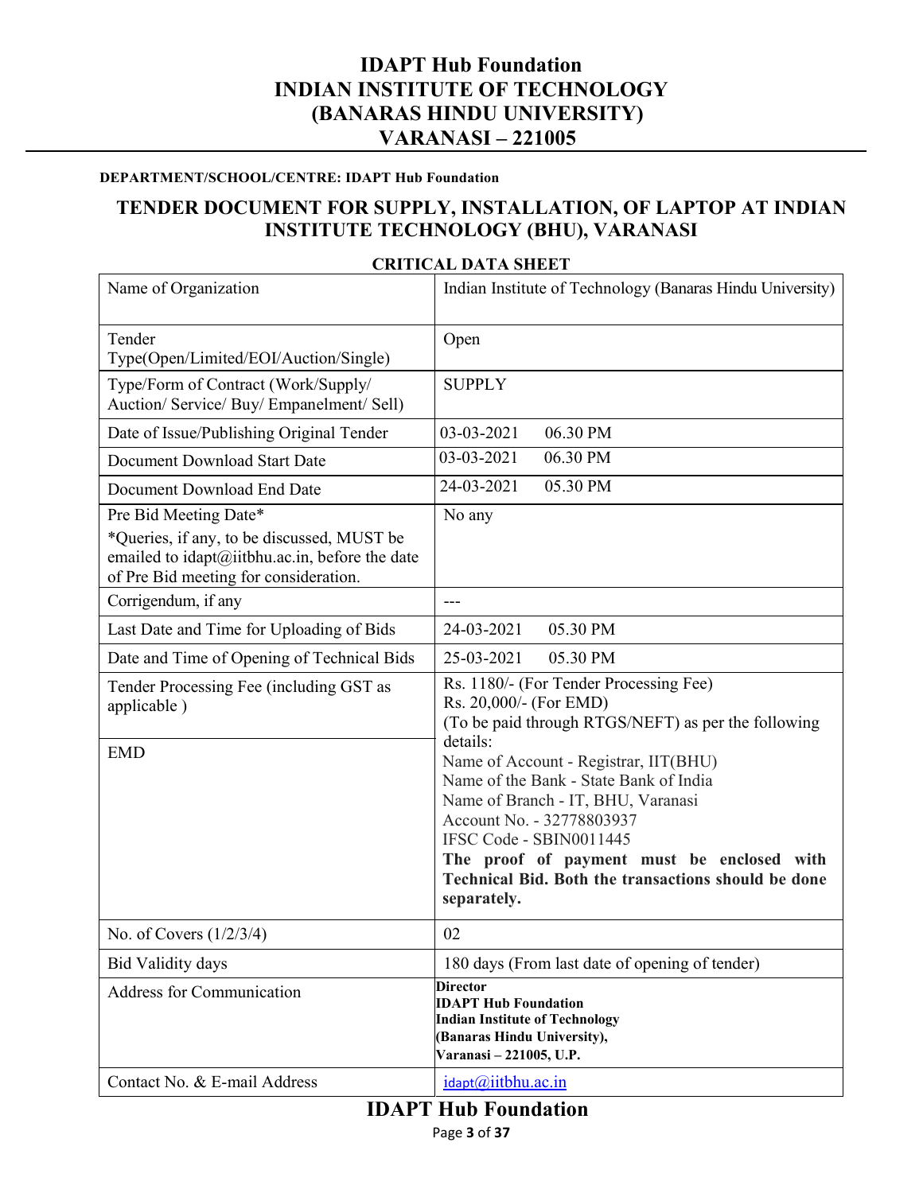# IDAPT Hub Foundation
# INDIAN INSTITUTE OF TECHNOLOGY
# (BANARAS HINDU UNIVERSITY)
# VARANASI – 221005

**DEPARTMENT/SCHOOL/CENTRE: IDAPT Hub Foundation**

## TENDER DOCUMENT FOR SUPPLY, INSTALLATION, OF LAPTOP AT INDIAN INSTITUTE TECHNOLOGY (BHU), VARANASI

### CRITICAL DATA SHEET

| | |
|---|---|
| Name of Organization | Indian Institute of Technology (Banaras Hindu University) |
| Tender Type(Open/Limited/EOI/Auction/Single) | Open |
| Type/Form of Contract (Work/Supply/ Auction/ Service/ Buy/ Empanelment/ Sell) | SUPPLY |
| Date of Issue/Publishing Original Tender | 03-03-2021 06.30 PM |
| Document Download Start Date | 03-03-2021 06.30 PM |
| Document Download End Date | 24-03-2021 05.30 PM |
| Pre Bid Meeting Date* <br> *Queries, if any, to be discussed, MUST be emailed to idapt@iitbhu.ac.in, before the date of Pre Bid meeting for consideration. | No any |
| Corrigendum, if any | --- |
| Last Date and Time for Uploading of Bids | 24-03-2021 05.30 PM |
| Date and Time of Opening of Technical Bids | 25-03-2021 05.30 PM |
| Tender Processing Fee (including GST as applicable ) <br><br> EMD | Rs. 1180/- (For Tender Processing Fee) <br> Rs. 20,000/- (For EMD) <br> (To be paid through RTGS/NEFT) as per the following details: <br> Name of Account - Registrar, IIT(BHU) <br> Name of the Bank - State Bank of India <br> Name of Branch - IT, BHU, Varanasi <br> Account No. - 32778803937 <br> IFSC Code - SBIN0011445 <br> **The proof of payment must be enclosed with Technical Bid. Both the transactions should be done separately.** |
| No. of Covers (1/2/3/4) | 02 |
| Bid Validity days | 180 days (From last date of opening of tender) |
| Address for Communication | **Director** <br> **IDAPT Hub Foundation** <br> **Indian Institute of Technology** <br> **(Banaras Hindu University),** <br> **Varanasi – 221005, U.P.** |
| Contact No. & E-mail Address | idapt@iitbhu.ac.in |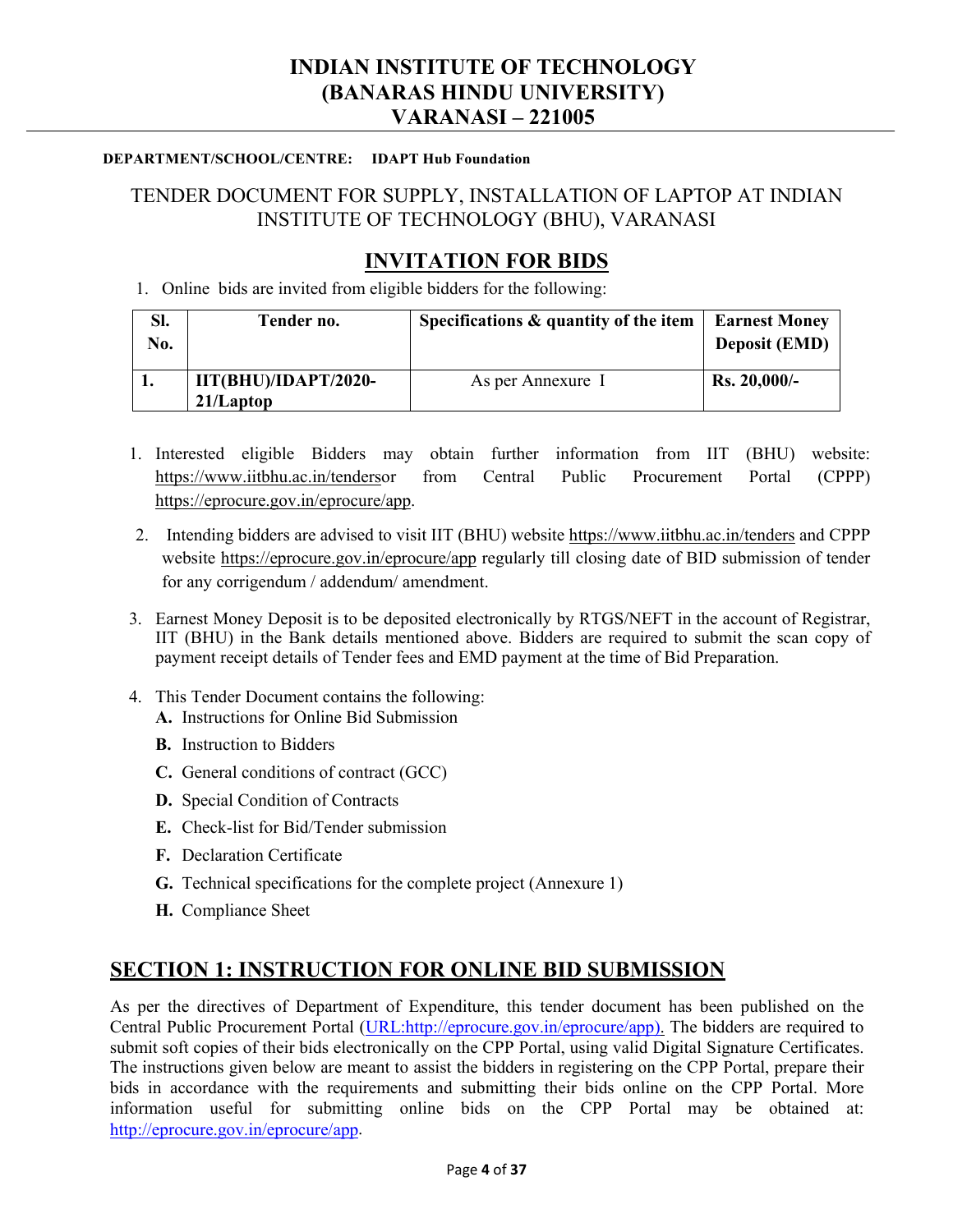# INDIAN INSTITUTE OF TECHNOLOGY
# (BANARAS HINDU UNIVERSITY)
# VARANASI – 221005

**DEPARTMENT/SCHOOL/CENTRE: IDAPT Hub Foundation**

## TENDER DOCUMENT FOR SUPPLY, INSTALLATION OF LAPTOP AT INDIAN INSTITUTE OF TECHNOLOGY (BHU), VARANASI

## INVITATION FOR BIDS

1. Online bids are invited from eligible bidders for the following:

| Sl. No. | Tender no. | Specifications & quantity of the item | Earnest Money Deposit (EMD) |
|---|---|---|---|
| **1.** | **IIT(BHU)/IDAPT/2020-21/Laptop** | As per Annexure I | **Rs. 20,000/-** |

1. Interested eligible Bidders may obtain further information from IIT (BHU) website: https://www.iitbhu.ac.in/tendersor from Central Public Procurement Portal (CPPP) https://eprocure.gov.in/eprocure/app.
2. Intending bidders are advised to visit IIT (BHU) website https://www.iitbhu.ac.in/tenders and CPPP website https://eprocure.gov.in/eprocure/app regularly till closing date of BID submission of tender for any corrigendum / addendum/ amendment.
3. Earnest Money Deposit is to be deposited electronically by RTGS/NEFT in the account of Registrar, IIT (BHU) in the Bank details mentioned above. Bidders are required to submit the scan copy of payment receipt details of Tender fees and EMD payment at the time of Bid Preparation.
4. This Tender Document contains the following:
   - **A.** Instructions for Online Bid Submission
   - **B.** Instruction to Bidders
   - **C.** General conditions of contract (GCC)
   - **D.** Special Condition of Contracts
   - **E.** Check-list for Bid/Tender submission
   - **F.** Declaration Certificate
   - **G.** Technical specifications for the complete project (Annexure 1)
   - **H.** Compliance Sheet

## SECTION 1: INSTRUCTION FOR ONLINE BID SUBMISSION

As per the directives of Department of Expenditure, this tender document has been published on the Central Public Procurement Portal (URL:http://eprocure.gov.in/eprocure/app). The bidders are required to submit soft copies of their bids electronically on the CPP Portal, using valid Digital Signature Certificates. The instructions given below are meant to assist the bidders in registering on the CPP Portal, prepare their bids in accordance with the requirements and submitting their bids online on the CPP Portal. More information useful for submitting online bids on the CPP Portal may be obtained at: http://eprocure.gov.in/eprocure/app.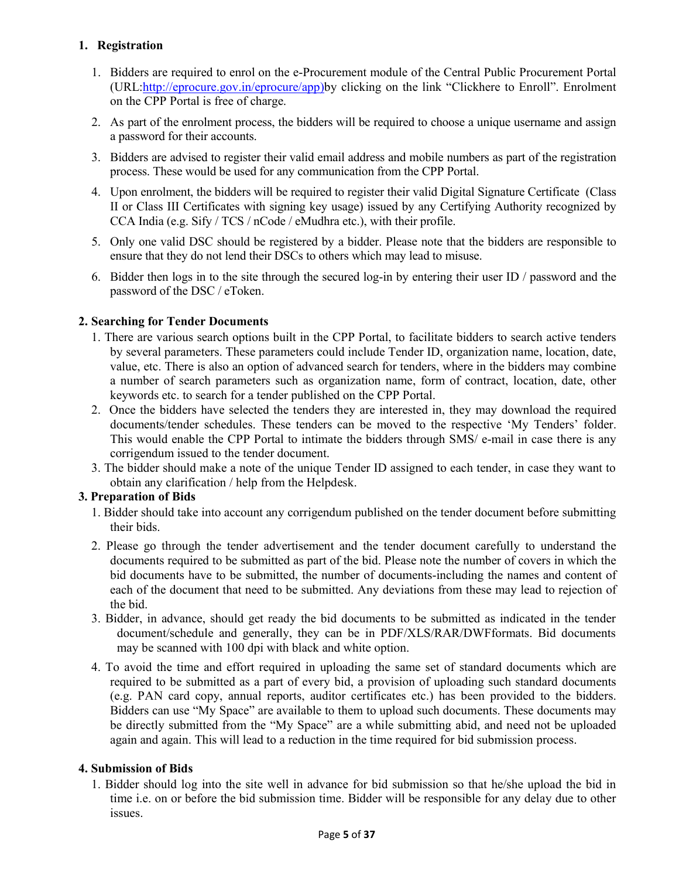## 1. Registration

1. Bidders are required to enrol on the e-Procurement module of the Central Public Procurement Portal (URL:http://eprocure.gov.in/eprocure/app)by clicking on the link "Clickhere to Enroll". Enrolment on the CPP Portal is free of charge.
2. As part of the enrolment process, the bidders will be required to choose a unique username and assign a password for their accounts.
3. Bidders are advised to register their valid email address and mobile numbers as part of the registration process. These would be used for any communication from the CPP Portal.
4. Upon enrolment, the bidders will be required to register their valid Digital Signature Certificate (Class II or Class III Certificates with signing key usage) issued by any Certifying Authority recognized by CCA India (e.g. Sify / TCS / nCode / eMudhra etc.), with their profile.
5. Only one valid DSC should be registered by a bidder. Please note that the bidders are responsible to ensure that they do not lend their DSCs to others which may lead to misuse.
6. Bidder then logs in to the site through the secured log-in by entering their user ID / password and the password of the DSC / eToken.

## 2. Searching for Tender Documents

1. There are various search options built in the CPP Portal, to facilitate bidders to search active tenders by several parameters. These parameters could include Tender ID, organization name, location, date, value, etc. There is also an option of advanced search for tenders, where in the bidders may combine a number of search parameters such as organization name, form of contract, location, date, other keywords etc. to search for a tender published on the CPP Portal.
2. Once the bidders have selected the tenders they are interested in, they may download the required documents/tender schedules. These tenders can be moved to the respective 'My Tenders' folder. This would enable the CPP Portal to intimate the bidders through SMS/ e-mail in case there is any corrigendum issued to the tender document.
3. The bidder should make a note of the unique Tender ID assigned to each tender, in case they want to obtain any clarification / help from the Helpdesk.

## 3. Preparation of Bids

1. Bidder should take into account any corrigendum published on the tender document before submitting their bids.
2. Please go through the tender advertisement and the tender document carefully to understand the documents required to be submitted as part of the bid. Please note the number of covers in which the bid documents have to be submitted, the number of documents-including the names and content of each of the document that need to be submitted. Any deviations from these may lead to rejection of the bid.
3. Bidder, in advance, should get ready the bid documents to be submitted as indicated in the tender document/schedule and generally, they can be in PDF/XLS/RAR/DWFformats. Bid documents may be scanned with 100 dpi with black and white option.
4. To avoid the time and effort required in uploading the same set of standard documents which are required to be submitted as a part of every bid, a provision of uploading such standard documents (e.g. PAN card copy, annual reports, auditor certificates etc.) has been provided to the bidders. Bidders can use "My Space" are available to them to upload such documents. These documents may be directly submitted from the "My Space" are a while submitting abid, and need not be uploaded again and again. This will lead to a reduction in the time required for bid submission process.

## 4. Submission of Bids

1. Bidder should log into the site well in advance for bid submission so that he/she upload the bid in time i.e. on or before the bid submission time. Bidder will be responsible for any delay due to other issues.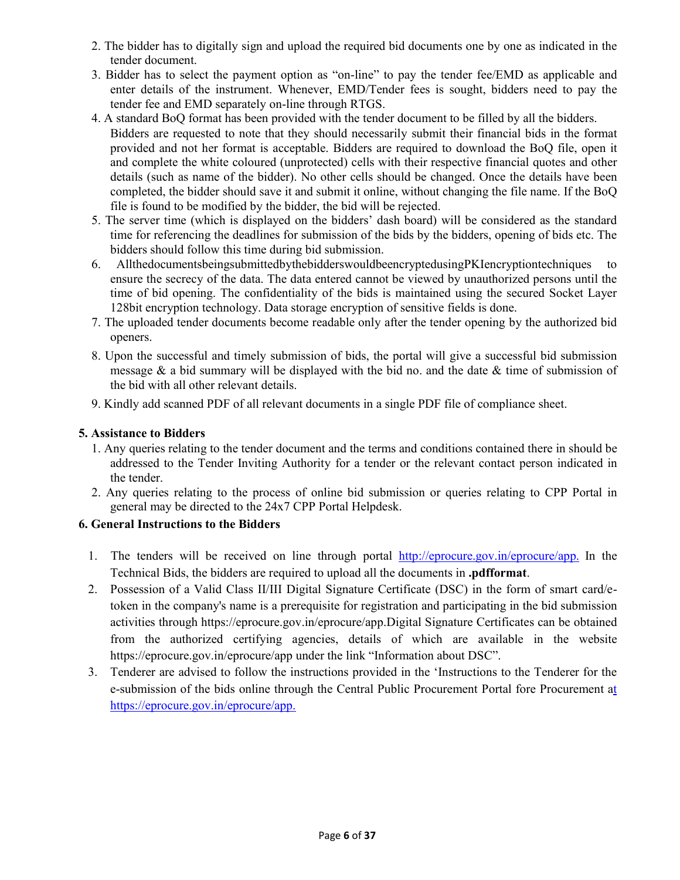2. The bidder has to digitally sign and upload the required bid documents one by one as indicated in the tender document.
3. Bidder has to select the payment option as "on-line" to pay the tender fee/EMD as applicable and enter details of the instrument. Whenever, EMD/Tender fees is sought, bidders need to pay the tender fee and EMD separately on-line through RTGS.
4. A standard BoQ format has been provided with the tender document to be filled by all the bidders. Bidders are requested to note that they should necessarily submit their financial bids in the format provided and not her format is acceptable. Bidders are required to download the BoQ file, open it and complete the white coloured (unprotected) cells with their respective financial quotes and other details (such as name of the bidder). No other cells should be changed. Once the details have been completed, the bidder should save it and submit it online, without changing the file name. If the BoQ file is found to be modified by the bidder, the bid will be rejected.
5. The server time (which is displayed on the bidders' dash board) will be considered as the standard time for referencing the deadlines for submission of the bids by the bidders, opening of bids etc. The bidders should follow this time during bid submission.
6. AllthedocumentsbeingsubmittedbythebidderswouldbeencryptedusingPKIencryptiontechniques to ensure the secrecy of the data. The data entered cannot be viewed by unauthorized persons until the time of bid opening. The confidentiality of the bids is maintained using the secured Socket Layer 128bit encryption technology. Data storage encryption of sensitive fields is done.
7. The uploaded tender documents become readable only after the tender opening by the authorized bid openers.
8. Upon the successful and timely submission of bids, the portal will give a successful bid submission message & a bid summary will be displayed with the bid no. and the date & time of submission of the bid with all other relevant details.
9. Kindly add scanned PDF of all relevant documents in a single PDF file of compliance sheet.

**5. Assistance to Bidders**

1. Any queries relating to the tender document and the terms and conditions contained there in should be addressed to the Tender Inviting Authority for a tender or the relevant contact person indicated in the tender.
2. Any queries relating to the process of online bid submission or queries relating to CPP Portal in general may be directed to the 24x7 CPP Portal Helpdesk.

**6. General Instructions to the Bidders**

1. The tenders will be received on line through portal http://eprocure.gov.in/eprocure/app. In the Technical Bids, the bidders are required to upload all the documents in **.pdfformat**.
2. Possession of a Valid Class II/III Digital Signature Certificate (DSC) in the form of smart card/e-token in the company's name is a prerequisite for registration and participating in the bid submission activities through https://eprocure.gov.in/eprocure/app.Digital Signature Certificates can be obtained from the authorized certifying agencies, details of which are available in the website https://eprocure.gov.in/eprocure/app under the link "Information about DSC".
3. Tenderer are advised to follow the instructions provided in the 'Instructions to the Tenderer for the e-submission of the bids online through the Central Public Procurement Portal fore Procurement at https://eprocure.gov.in/eprocure/app.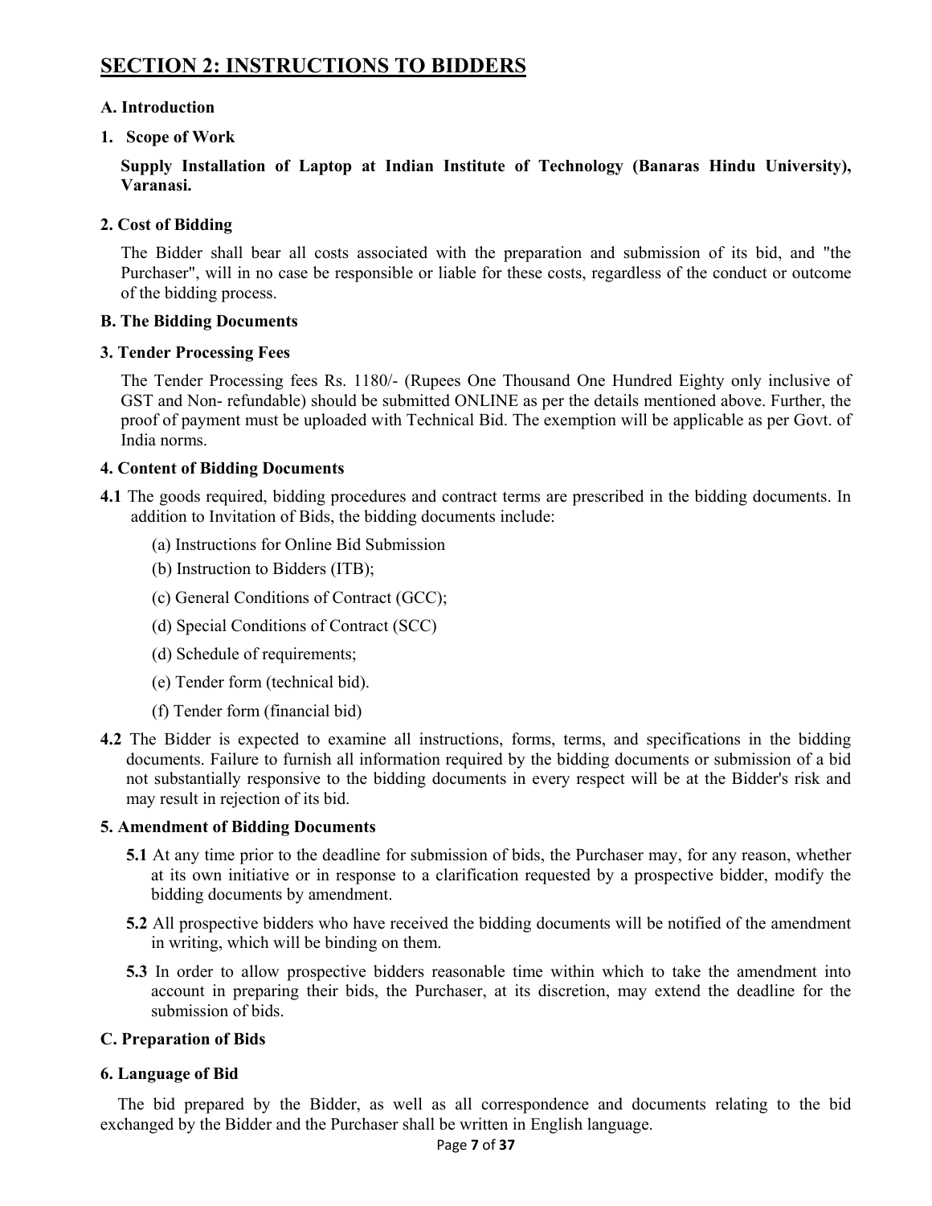## SECTION 2: INSTRUCTIONS TO BIDDERS

**A. Introduction**

**1. Scope of Work**

**Supply Installation of Laptop at Indian Institute of Technology (Banaras Hindu University), Varanasi.**

**2. Cost of Bidding**

The Bidder shall bear all costs associated with the preparation and submission of its bid, and "the Purchaser", will in no case be responsible or liable for these costs, regardless of the conduct or outcome of the bidding process.

**B. The Bidding Documents**

**3. Tender Processing Fees**

The Tender Processing fees Rs. 1180/- (Rupees One Thousand One Hundred Eighty only inclusive of GST and Non- refundable) should be submitted ONLINE as per the details mentioned above. Further, the proof of payment must be uploaded with Technical Bid. The exemption will be applicable as per Govt. of India norms.

**4. Content of Bidding Documents**

**4.1** The goods required, bidding procedures and contract terms are prescribed in the bidding documents. In addition to Invitation of Bids, the bidding documents include:

(a) Instructions for Online Bid Submission

(b) Instruction to Bidders (ITB);

(c) General Conditions of Contract (GCC);

(d) Special Conditions of Contract (SCC)

(d) Schedule of requirements;

(e) Tender form (technical bid).

(f) Tender form (financial bid)

**4.2** The Bidder is expected to examine all instructions, forms, terms, and specifications in the bidding documents. Failure to furnish all information required by the bidding documents or submission of a bid not substantially responsive to the bidding documents in every respect will be at the Bidder's risk and may result in rejection of its bid.

**5. Amendment of Bidding Documents**

**5.1** At any time prior to the deadline for submission of bids, the Purchaser may, for any reason, whether at its own initiative or in response to a clarification requested by a prospective bidder, modify the bidding documents by amendment.

**5.2** All prospective bidders who have received the bidding documents will be notified of the amendment in writing, which will be binding on them.

**5.3** In order to allow prospective bidders reasonable time within which to take the amendment into account in preparing their bids, the Purchaser, at its discretion, may extend the deadline for the submission of bids.

**C. Preparation of Bids**

**6. Language of Bid**

The bid prepared by the Bidder, as well as all correspondence and documents relating to the bid exchanged by the Bidder and the Purchaser shall be written in English language.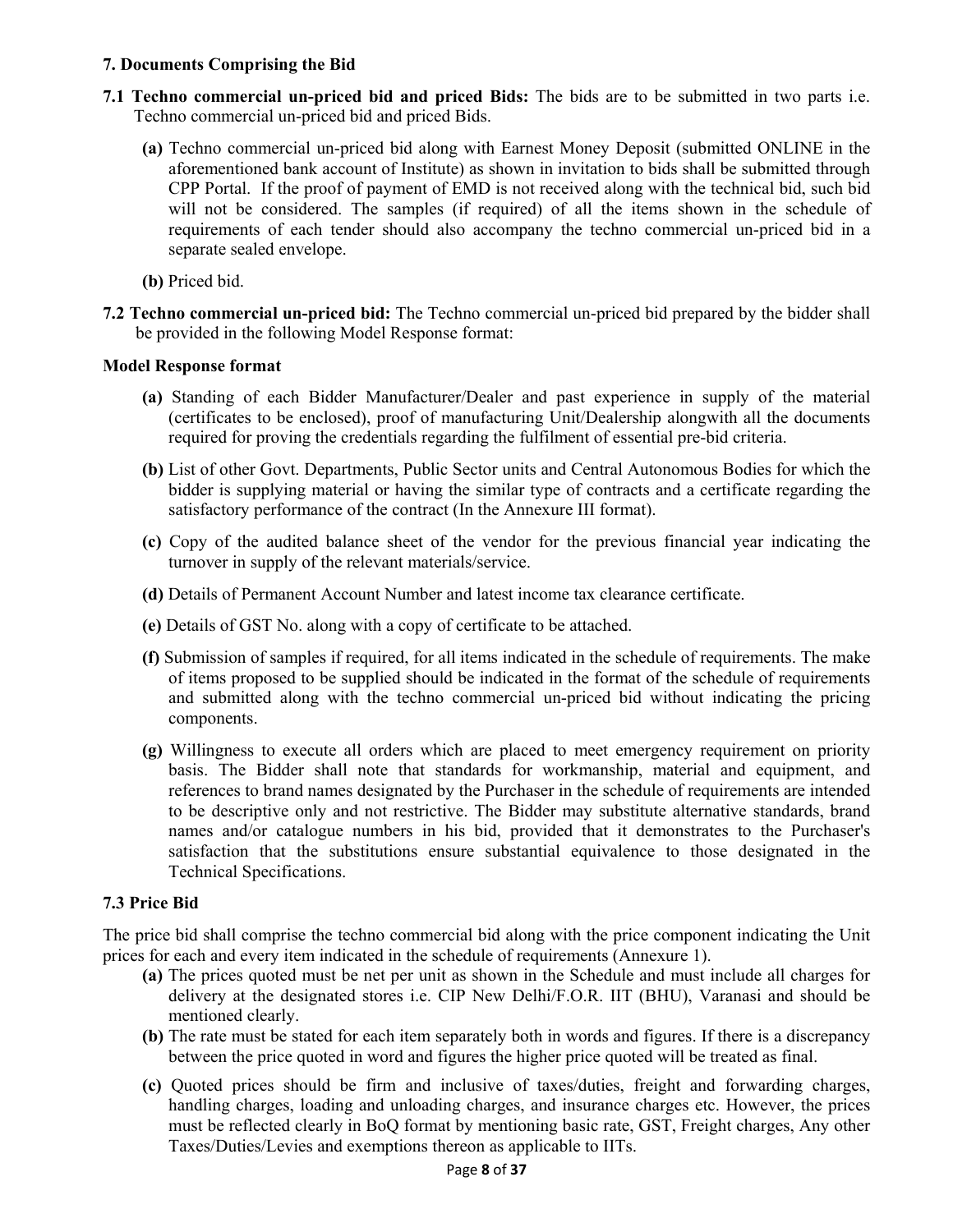**7. Documents Comprising the Bid**

**7.1 Techno commercial un-priced bid and priced Bids:** The bids are to be submitted in two parts i.e. Techno commercial un-priced bid and priced Bids.

**(a)** Techno commercial un-priced bid along with Earnest Money Deposit (submitted ONLINE in the aforementioned bank account of Institute) as shown in invitation to bids shall be submitted through CPP Portal. If the proof of payment of EMD is not received along with the technical bid, such bid will not be considered. The samples (if required) of all the items shown in the schedule of requirements of each tender should also accompany the techno commercial un-priced bid in a separate sealed envelope.

**(b)** Priced bid.

**7.2 Techno commercial un-priced bid:** The Techno commercial un-priced bid prepared by the bidder shall be provided in the following Model Response format:

**Model Response format**

**(a)** Standing of each Bidder Manufacturer/Dealer and past experience in supply of the material (certificates to be enclosed), proof of manufacturing Unit/Dealership alongwith all the documents required for proving the credentials regarding the fulfilment of essential pre-bid criteria.

**(b)** List of other Govt. Departments, Public Sector units and Central Autonomous Bodies for which the bidder is supplying material or having the similar type of contracts and a certificate regarding the satisfactory performance of the contract (In the Annexure III format).

**(c)** Copy of the audited balance sheet of the vendor for the previous financial year indicating the turnover in supply of the relevant materials/service.

**(d)** Details of Permanent Account Number and latest income tax clearance certificate.

**(e)** Details of GST No. along with a copy of certificate to be attached.

**(f)** Submission of samples if required, for all items indicated in the schedule of requirements. The make of items proposed to be supplied should be indicated in the format of the schedule of requirements and submitted along with the techno commercial un-priced bid without indicating the pricing components.

**(g)** Willingness to execute all orders which are placed to meet emergency requirement on priority basis. The Bidder shall note that standards for workmanship, material and equipment, and references to brand names designated by the Purchaser in the schedule of requirements are intended to be descriptive only and not restrictive. The Bidder may substitute alternative standards, brand names and/or catalogue numbers in his bid, provided that it demonstrates to the Purchaser's satisfaction that the substitutions ensure substantial equivalence to those designated in the Technical Specifications.

**7.3 Price Bid**

The price bid shall comprise the techno commercial bid along with the price component indicating the Unit prices for each and every item indicated in the schedule of requirements (Annexure 1).

**(a)** The prices quoted must be net per unit as shown in the Schedule and must include all charges for delivery at the designated stores i.e. CIP New Delhi/F.O.R. IIT (BHU), Varanasi and should be mentioned clearly.

**(b)** The rate must be stated for each item separately both in words and figures. If there is a discrepancy between the price quoted in word and figures the higher price quoted will be treated as final.

**(c)** Quoted prices should be firm and inclusive of taxes/duties, freight and forwarding charges, handling charges, loading and unloading charges, and insurance charges etc. However, the prices must be reflected clearly in BoQ format by mentioning basic rate, GST, Freight charges, Any other Taxes/Duties/Levies and exemptions thereon as applicable to IITs.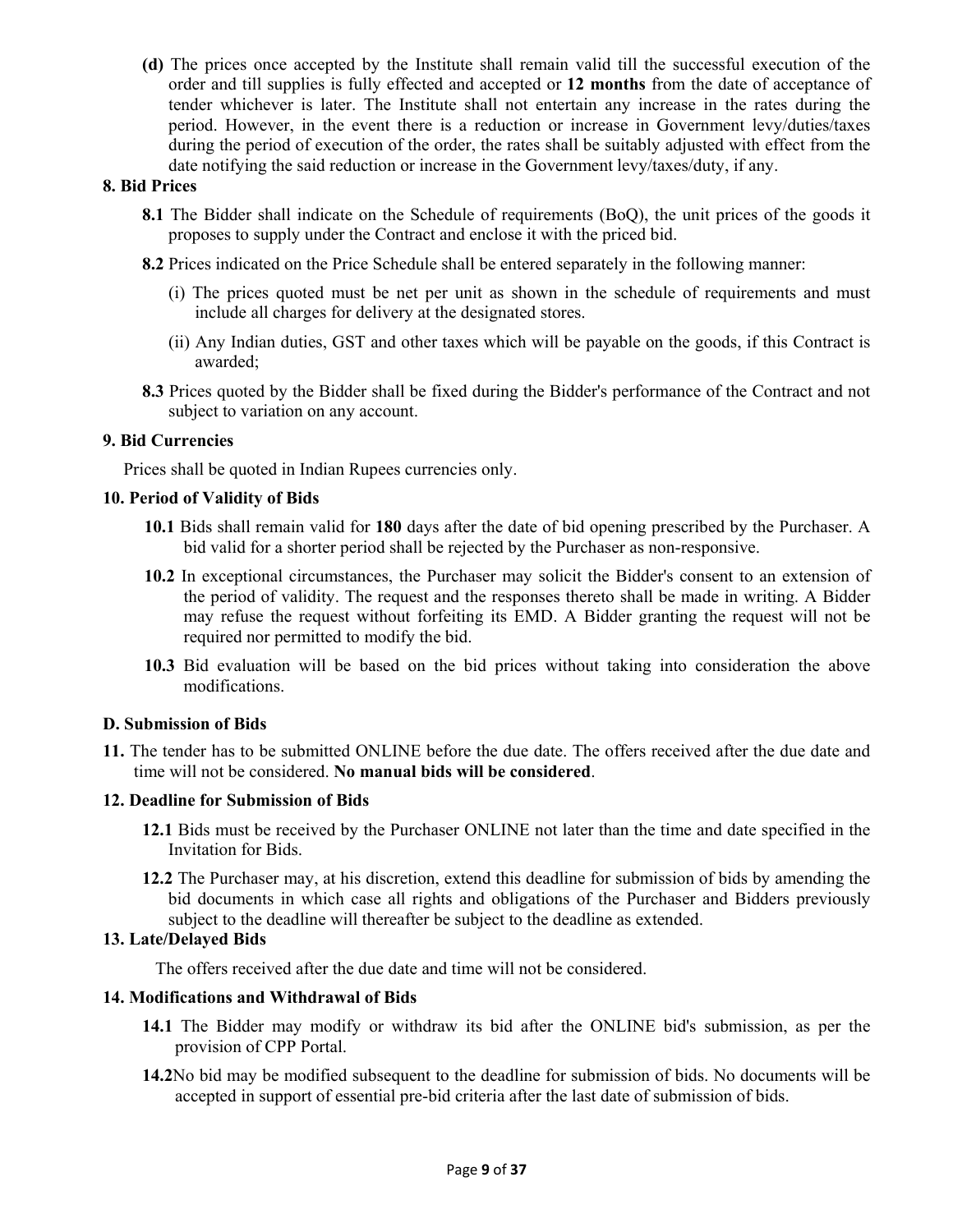**(d)** The prices once accepted by the Institute shall remain valid till the successful execution of the order and till supplies is fully effected and accepted or **12 months** from the date of acceptance of tender whichever is later. The Institute shall not entertain any increase in the rates during the period. However, in the event there is a reduction or increase in Government levy/duties/taxes during the period of execution of the order, the rates shall be suitably adjusted with effect from the date notifying the said reduction or increase in the Government levy/taxes/duty, if any.

## 8. Bid Prices

**8.1** The Bidder shall indicate on the Schedule of requirements (BoQ), the unit prices of the goods it proposes to supply under the Contract and enclose it with the priced bid.

**8.2** Prices indicated on the Price Schedule shall be entered separately in the following manner:

(i) The prices quoted must be net per unit as shown in the schedule of requirements and must include all charges for delivery at the designated stores.

(ii) Any Indian duties, GST and other taxes which will be payable on the goods, if this Contract is awarded;

**8.3** Prices quoted by the Bidder shall be fixed during the Bidder's performance of the Contract and not subject to variation on any account.

## 9. Bid Currencies

Prices shall be quoted in Indian Rupees currencies only.

## 10. Period of Validity of Bids

**10.1** Bids shall remain valid for **180** days after the date of bid opening prescribed by the Purchaser. A bid valid for a shorter period shall be rejected by the Purchaser as non-responsive.

**10.2** In exceptional circumstances, the Purchaser may solicit the Bidder's consent to an extension of the period of validity. The request and the responses thereto shall be made in writing. A Bidder may refuse the request without forfeiting its EMD. A Bidder granting the request will not be required nor permitted to modify the bid.

**10.3** Bid evaluation will be based on the bid prices without taking into consideration the above modifications.

## D. Submission of Bids

**11.** The tender has to be submitted ONLINE before the due date. The offers received after the due date and time will not be considered. **No manual bids will be considered**.

## 12. Deadline for Submission of Bids

**12.1** Bids must be received by the Purchaser ONLINE not later than the time and date specified in the Invitation for Bids.

**12.2** The Purchaser may, at his discretion, extend this deadline for submission of bids by amending the bid documents in which case all rights and obligations of the Purchaser and Bidders previously subject to the deadline will thereafter be subject to the deadline as extended.

## 13. Late/Delayed Bids

The offers received after the due date and time will not be considered.

## 14. Modifications and Withdrawal of Bids

**14.1** The Bidder may modify or withdraw its bid after the ONLINE bid's submission, as per the provision of CPP Portal.

**14.2** No bid may be modified subsequent to the deadline for submission of bids. No documents will be accepted in support of essential pre-bid criteria after the last date of submission of bids.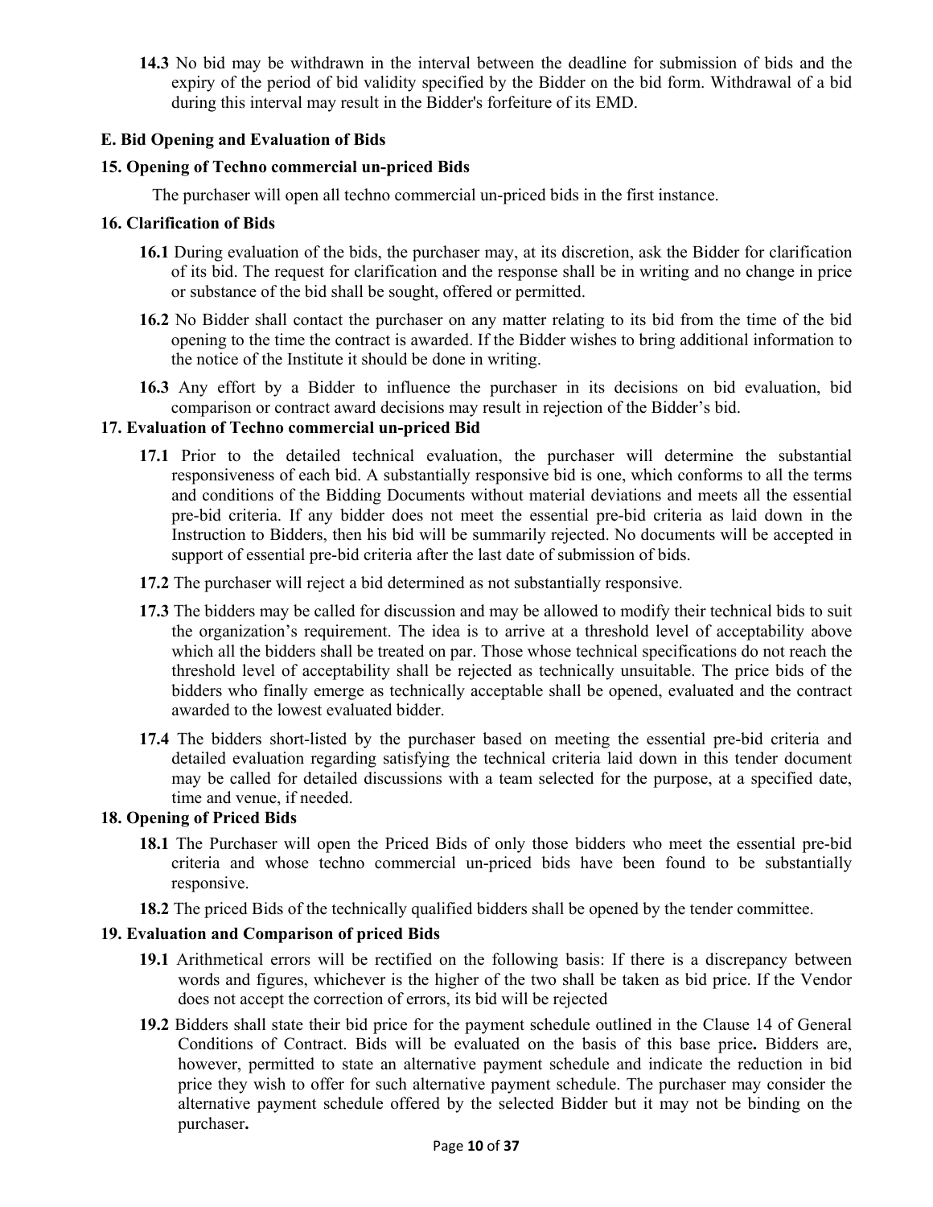**14.3** No bid may be withdrawn in the interval between the deadline for submission of bids and the expiry of the period of bid validity specified by the Bidder on the bid form. Withdrawal of a bid during this interval may result in the Bidder's forfeiture of its EMD.

## E. Bid Opening and Evaluation of Bids

### 15. Opening of Techno commercial un-priced Bids

The purchaser will open all techno commercial un-priced bids in the first instance.

### 16. Clarification of Bids

**16.1** During evaluation of the bids, the purchaser may, at its discretion, ask the Bidder for clarification of its bid. The request for clarification and the response shall be in writing and no change in price or substance of the bid shall be sought, offered or permitted.

**16.2** No Bidder shall contact the purchaser on any matter relating to its bid from the time of the bid opening to the time the contract is awarded. If the Bidder wishes to bring additional information to the notice of the Institute it should be done in writing.

**16.3** Any effort by a Bidder to influence the purchaser in its decisions on bid evaluation, bid comparison or contract award decisions may result in rejection of the Bidder's bid.

### 17. Evaluation of Techno commercial un-priced Bid

**17.1** Prior to the detailed technical evaluation, the purchaser will determine the substantial responsiveness of each bid. A substantially responsive bid is one, which conforms to all the terms and conditions of the Bidding Documents without material deviations and meets all the essential pre-bid criteria. If any bidder does not meet the essential pre-bid criteria as laid down in the Instruction to Bidders, then his bid will be summarily rejected. No documents will be accepted in support of essential pre-bid criteria after the last date of submission of bids.

**17.2** The purchaser will reject a bid determined as not substantially responsive.

**17.3** The bidders may be called for discussion and may be allowed to modify their technical bids to suit the organization's requirement. The idea is to arrive at a threshold level of acceptability above which all the bidders shall be treated on par. Those whose technical specifications do not reach the threshold level of acceptability shall be rejected as technically unsuitable. The price bids of the bidders who finally emerge as technically acceptable shall be opened, evaluated and the contract awarded to the lowest evaluated bidder.

**17.4** The bidders short-listed by the purchaser based on meeting the essential pre-bid criteria and detailed evaluation regarding satisfying the technical criteria laid down in this tender document may be called for detailed discussions with a team selected for the purpose, at a specified date, time and venue, if needed.

### 18. Opening of Priced Bids

**18.1** The Purchaser will open the Priced Bids of only those bidders who meet the essential pre-bid criteria and whose techno commercial un-priced bids have been found to be substantially responsive.

**18.2** The priced Bids of the technically qualified bidders shall be opened by the tender committee.

### 19. Evaluation and Comparison of priced Bids

**19.1** Arithmetical errors will be rectified on the following basis: If there is a discrepancy between words and figures, whichever is the higher of the two shall be taken as bid price. If the Vendor does not accept the correction of errors, its bid will be rejected

**19.2** Bidders shall state their bid price for the payment schedule outlined in the Clause 14 of General Conditions of Contract. Bids will be evaluated on the basis of this base price**.** Bidders are, however, permitted to state an alternative payment schedule and indicate the reduction in bid price they wish to offer for such alternative payment schedule. The purchaser may consider the alternative payment schedule offered by the selected Bidder but it may not be binding on the purchaser**.**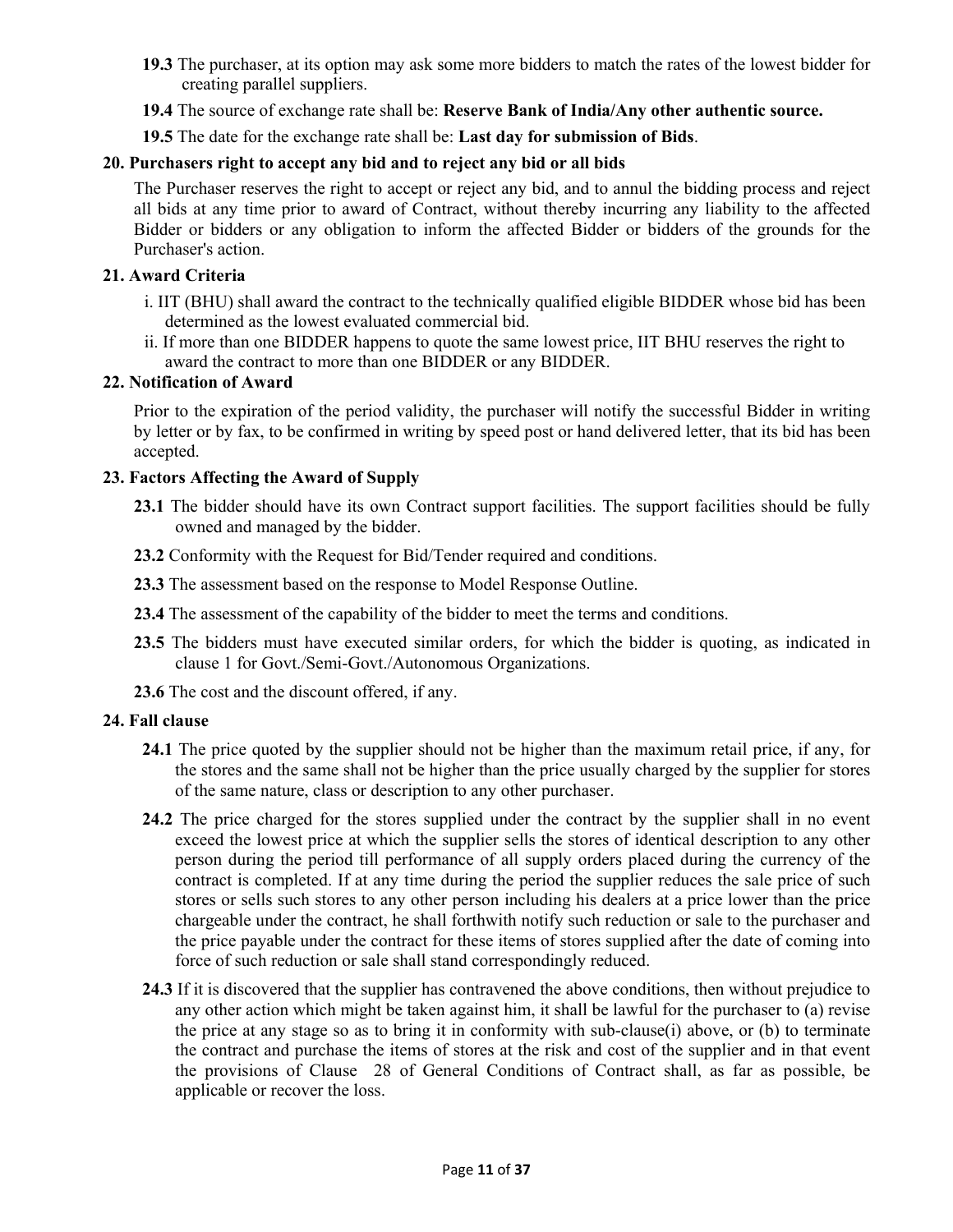**19.3** The purchaser, at its option may ask some more bidders to match the rates of the lowest bidder for creating parallel suppliers.

**19.4** The source of exchange rate shall be: **Reserve Bank of India/Any other authentic source.**

**19.5** The date for the exchange rate shall be: **Last day for submission of Bids**.

## 20. Purchasers right to accept any bid and to reject any bid or all bids

The Purchaser reserves the right to accept or reject any bid, and to annul the bidding process and reject all bids at any time prior to award of Contract, without thereby incurring any liability to the affected Bidder or bidders or any obligation to inform the affected Bidder or bidders of the grounds for the Purchaser's action.

## 21. Award Criteria

i. IIT (BHU) shall award the contract to the technically qualified eligible BIDDER whose bid has been determined as the lowest evaluated commercial bid.

ii. If more than one BIDDER happens to quote the same lowest price, IIT BHU reserves the right to award the contract to more than one BIDDER or any BIDDER.

## 22. Notification of Award

Prior to the expiration of the period validity, the purchaser will notify the successful Bidder in writing by letter or by fax, to be confirmed in writing by speed post or hand delivered letter, that its bid has been accepted.

## 23. Factors Affecting the Award of Supply

**23.1** The bidder should have its own Contract support facilities. The support facilities should be fully owned and managed by the bidder.

**23.2** Conformity with the Request for Bid/Tender required and conditions.

**23.3** The assessment based on the response to Model Response Outline.

**23.4** The assessment of the capability of the bidder to meet the terms and conditions.

**23.5** The bidders must have executed similar orders, for which the bidder is quoting, as indicated in clause 1 for Govt./Semi-Govt./Autonomous Organizations.

**23.6** The cost and the discount offered, if any.

## 24. Fall clause

**24.1** The price quoted by the supplier should not be higher than the maximum retail price, if any, for the stores and the same shall not be higher than the price usually charged by the supplier for stores of the same nature, class or description to any other purchaser.

**24.2** The price charged for the stores supplied under the contract by the supplier shall in no event exceed the lowest price at which the supplier sells the stores of identical description to any other person during the period till performance of all supply orders placed during the currency of the contract is completed. If at any time during the period the supplier reduces the sale price of such stores or sells such stores to any other person including his dealers at a price lower than the price chargeable under the contract, he shall forthwith notify such reduction or sale to the purchaser and the price payable under the contract for these items of stores supplied after the date of coming into force of such reduction or sale shall stand correspondingly reduced.

**24.3** If it is discovered that the supplier has contravened the above conditions, then without prejudice to any other action which might be taken against him, it shall be lawful for the purchaser to (a) revise the price at any stage so as to bring it in conformity with sub-clause(i) above, or (b) to terminate the contract and purchase the items of stores at the risk and cost of the supplier and in that event the provisions of Clause 28 of General Conditions of Contract shall, as far as possible, be applicable or recover the loss.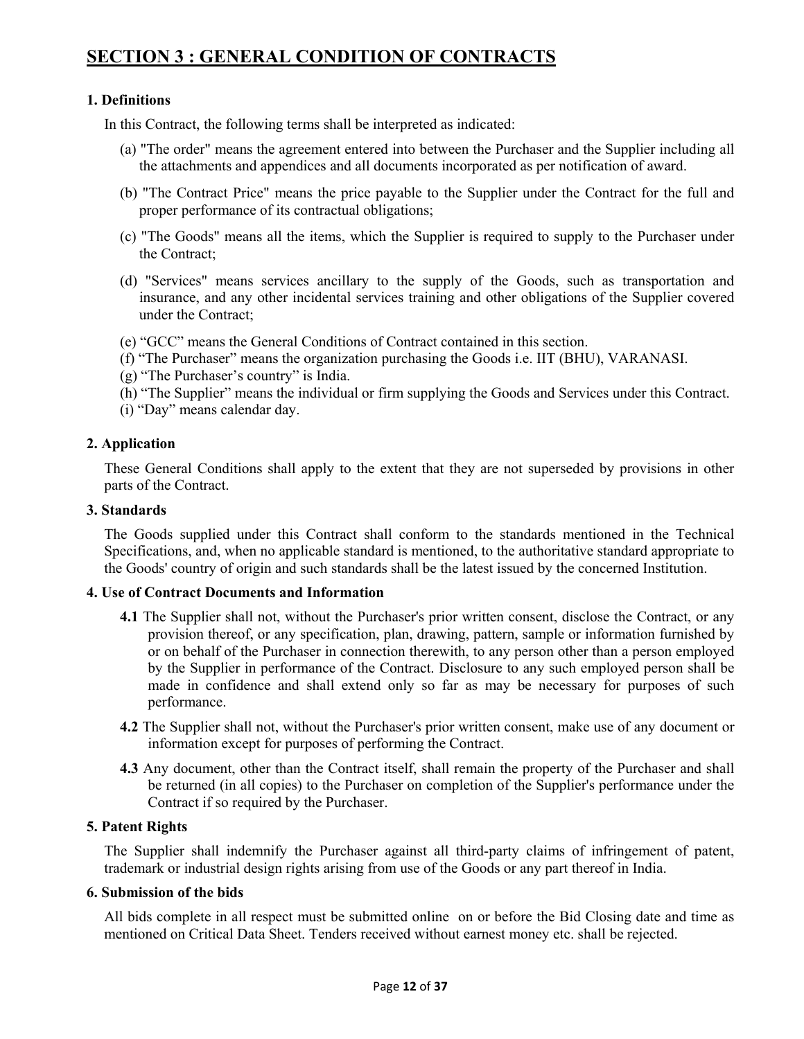# SECTION 3 : GENERAL CONDITION OF CONTRACTS

### 1. Definitions

In this Contract, the following terms shall be interpreted as indicated:

(a) "The order" means the agreement entered into between the Purchaser and the Supplier including all the attachments and appendices and all documents incorporated as per notification of award.

(b) "The Contract Price" means the price payable to the Supplier under the Contract for the full and proper performance of its contractual obligations;

(c) "The Goods" means all the items, which the Supplier is required to supply to the Purchaser under the Contract;

(d) "Services" means services ancillary to the supply of the Goods, such as transportation and insurance, and any other incidental services training and other obligations of the Supplier covered under the Contract;

(e) "GCC" means the General Conditions of Contract contained in this section.
(f) "The Purchaser" means the organization purchasing the Goods i.e. IIT (BHU), VARANASI.
(g) "The Purchaser's country" is India.
(h) "The Supplier" means the individual or firm supplying the Goods and Services under this Contract.
(i) "Day" means calendar day.

### 2. Application

These General Conditions shall apply to the extent that they are not superseded by provisions in other parts of the Contract.

### 3. Standards

The Goods supplied under this Contract shall conform to the standards mentioned in the Technical Specifications, and, when no applicable standard is mentioned, to the authoritative standard appropriate to the Goods' country of origin and such standards shall be the latest issued by the concerned Institution.

### 4. Use of Contract Documents and Information

**4.1** The Supplier shall not, without the Purchaser's prior written consent, disclose the Contract, or any provision thereof, or any specification, plan, drawing, pattern, sample or information furnished by or on behalf of the Purchaser in connection therewith, to any person other than a person employed by the Supplier in performance of the Contract. Disclosure to any such employed person shall be made in confidence and shall extend only so far as may be necessary for purposes of such performance.

**4.2** The Supplier shall not, without the Purchaser's prior written consent, make use of any document or information except for purposes of performing the Contract.

**4.3** Any document, other than the Contract itself, shall remain the property of the Purchaser and shall be returned (in all copies) to the Purchaser on completion of the Supplier's performance under the Contract if so required by the Purchaser.

### 5. Patent Rights

The Supplier shall indemnify the Purchaser against all third-party claims of infringement of patent, trademark or industrial design rights arising from use of the Goods or any part thereof in India.

### 6. Submission of the bids

All bids complete in all respect must be submitted online on or before the Bid Closing date and time as mentioned on Critical Data Sheet. Tenders received without earnest money etc. shall be rejected.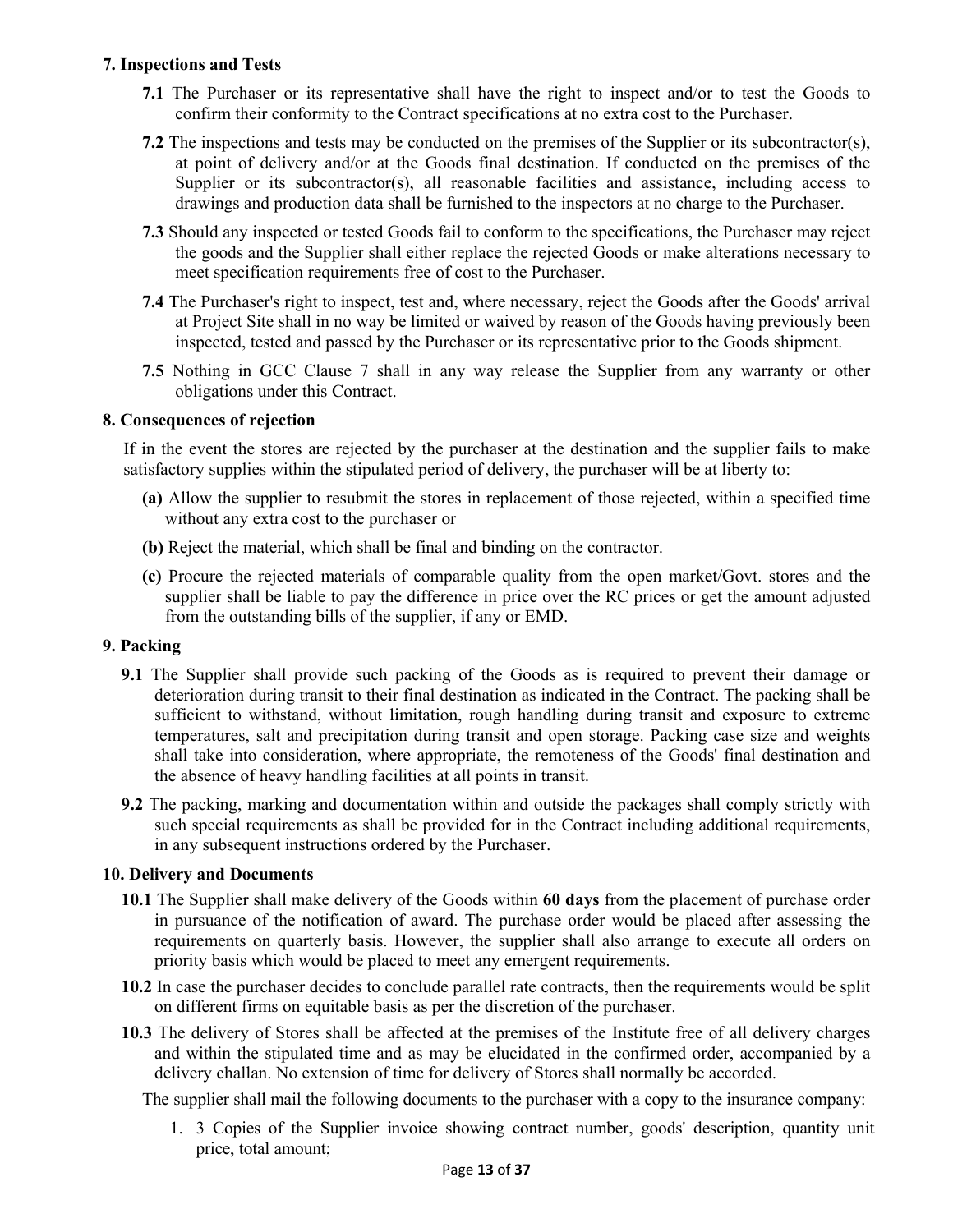### 7. Inspections and Tests

**7.1** The Purchaser or its representative shall have the right to inspect and/or to test the Goods to confirm their conformity to the Contract specifications at no extra cost to the Purchaser.

**7.2** The inspections and tests may be conducted on the premises of the Supplier or its subcontractor(s), at point of delivery and/or at the Goods final destination. If conducted on the premises of the Supplier or its subcontractor(s), all reasonable facilities and assistance, including access to drawings and production data shall be furnished to the inspectors at no charge to the Purchaser.

**7.3** Should any inspected or tested Goods fail to conform to the specifications, the Purchaser may reject the goods and the Supplier shall either replace the rejected Goods or make alterations necessary to meet specification requirements free of cost to the Purchaser.

**7.4** The Purchaser's right to inspect, test and, where necessary, reject the Goods after the Goods' arrival at Project Site shall in no way be limited or waived by reason of the Goods having previously been inspected, tested and passed by the Purchaser or its representative prior to the Goods shipment.

**7.5** Nothing in GCC Clause 7 shall in any way release the Supplier from any warranty or other obligations under this Contract.

### 8. Consequences of rejection

If in the event the stores are rejected by the purchaser at the destination and the supplier fails to make satisfactory supplies within the stipulated period of delivery, the purchaser will be at liberty to:

**(a)** Allow the supplier to resubmit the stores in replacement of those rejected, within a specified time without any extra cost to the purchaser or

**(b)** Reject the material, which shall be final and binding on the contractor.

**(c)** Procure the rejected materials of comparable quality from the open market/Govt. stores and the supplier shall be liable to pay the difference in price over the RC prices or get the amount adjusted from the outstanding bills of the supplier, if any or EMD.

### 9. Packing

**9.1** The Supplier shall provide such packing of the Goods as is required to prevent their damage or deterioration during transit to their final destination as indicated in the Contract. The packing shall be sufficient to withstand, without limitation, rough handling during transit and exposure to extreme temperatures, salt and precipitation during transit and open storage. Packing case size and weights shall take into consideration, where appropriate, the remoteness of the Goods' final destination and the absence of heavy handling facilities at all points in transit.

**9.2** The packing, marking and documentation within and outside the packages shall comply strictly with such special requirements as shall be provided for in the Contract including additional requirements, in any subsequent instructions ordered by the Purchaser.

### 10. Delivery and Documents

**10.1** The Supplier shall make delivery of the Goods within **60 days** from the placement of purchase order in pursuance of the notification of award. The purchase order would be placed after assessing the requirements on quarterly basis. However, the supplier shall also arrange to execute all orders on priority basis which would be placed to meet any emergent requirements.

**10.2** In case the purchaser decides to conclude parallel rate contracts, then the requirements would be split on different firms on equitable basis as per the discretion of the purchaser.

**10.3** The delivery of Stores shall be affected at the premises of the Institute free of all delivery charges and within the stipulated time and as may be elucidated in the confirmed order, accompanied by a delivery challan. No extension of time for delivery of Stores shall normally be accorded.

The supplier shall mail the following documents to the purchaser with a copy to the insurance company:

1. 3 Copies of the Supplier invoice showing contract number, goods' description, quantity unit price, total amount;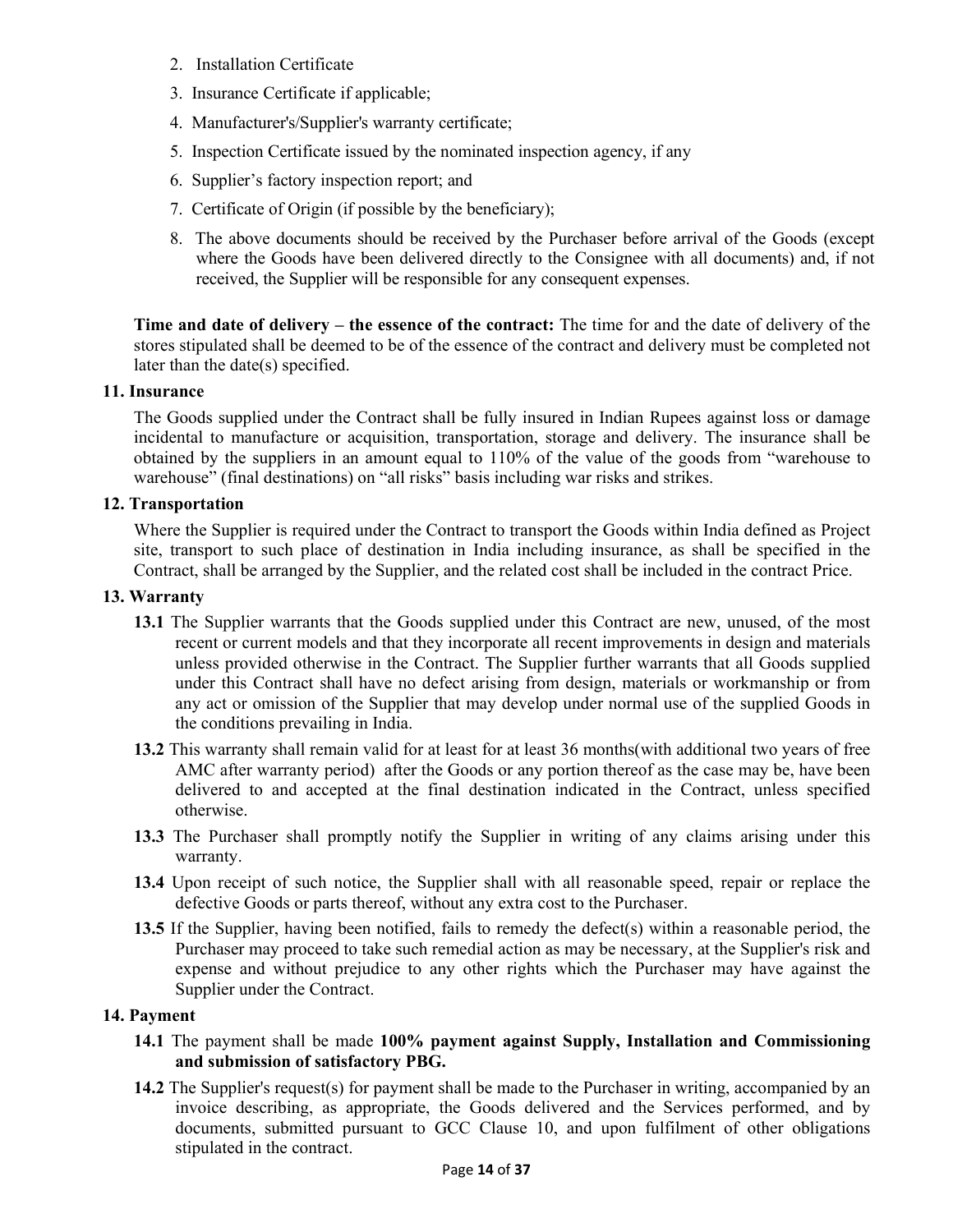2. Installation Certificate
3. Insurance Certificate if applicable;
4. Manufacturer's/Supplier's warranty certificate;
5. Inspection Certificate issued by the nominated inspection agency, if any
6. Supplier's factory inspection report; and
7. Certificate of Origin (if possible by the beneficiary);
8. The above documents should be received by the Purchaser before arrival of the Goods (except where the Goods have been delivered directly to the Consignee with all documents) and, if not received, the Supplier will be responsible for any consequent expenses.

**Time and date of delivery – the essence of the contract:** The time for and the date of delivery of the stores stipulated shall be deemed to be of the essence of the contract and delivery must be completed not later than the date(s) specified.

### 11. Insurance

The Goods supplied under the Contract shall be fully insured in Indian Rupees against loss or damage incidental to manufacture or acquisition, transportation, storage and delivery. The insurance shall be obtained by the suppliers in an amount equal to 110% of the value of the goods from "warehouse to warehouse" (final destinations) on "all risks" basis including war risks and strikes.

### 12. Transportation

Where the Supplier is required under the Contract to transport the Goods within India defined as Project site, transport to such place of destination in India including insurance, as shall be specified in the Contract, shall be arranged by the Supplier, and the related cost shall be included in the contract Price.

### 13. Warranty

**13.1** The Supplier warrants that the Goods supplied under this Contract are new, unused, of the most recent or current models and that they incorporate all recent improvements in design and materials unless provided otherwise in the Contract. The Supplier further warrants that all Goods supplied under this Contract shall have no defect arising from design, materials or workmanship or from any act or omission of the Supplier that may develop under normal use of the supplied Goods in the conditions prevailing in India.

**13.2** This warranty shall remain valid for at least for at least 36 months(with additional two years of free AMC after warranty period) after the Goods or any portion thereof as the case may be, have been delivered to and accepted at the final destination indicated in the Contract, unless specified otherwise.

**13.3** The Purchaser shall promptly notify the Supplier in writing of any claims arising under this warranty.

**13.4** Upon receipt of such notice, the Supplier shall with all reasonable speed, repair or replace the defective Goods or parts thereof, without any extra cost to the Purchaser.

**13.5** If the Supplier, having been notified, fails to remedy the defect(s) within a reasonable period, the Purchaser may proceed to take such remedial action as may be necessary, at the Supplier's risk and expense and without prejudice to any other rights which the Purchaser may have against the Supplier under the Contract.

### 14. Payment

**14.1** The payment shall be made **100% payment against Supply, Installation and Commissioning and submission of satisfactory PBG.**

**14.2** The Supplier's request(s) for payment shall be made to the Purchaser in writing, accompanied by an invoice describing, as appropriate, the Goods delivered and the Services performed, and by documents, submitted pursuant to GCC Clause 10, and upon fulfilment of other obligations stipulated in the contract.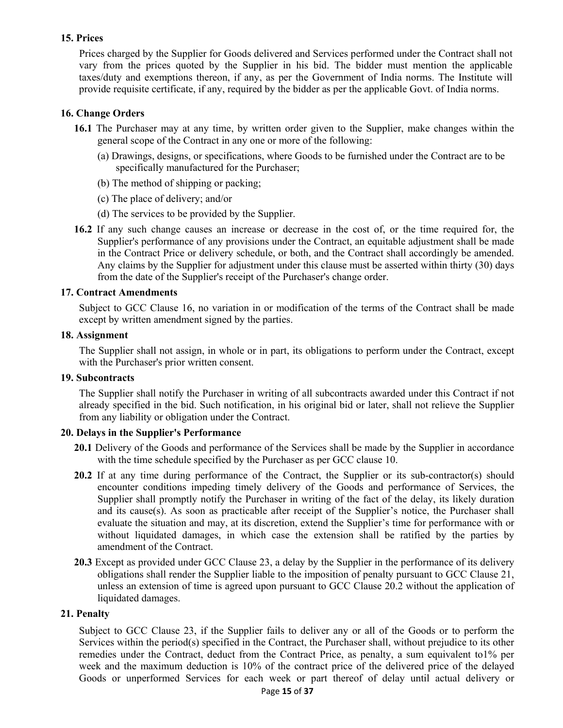**15. Prices**

Prices charged by the Supplier for Goods delivered and Services performed under the Contract shall not vary from the prices quoted by the Supplier in his bid. The bidder must mention the applicable taxes/duty and exemptions thereon, if any, as per the Government of India norms. The Institute will provide requisite certificate, if any, required by the bidder as per the applicable Govt. of India norms.

**16. Change Orders**

**16.1** The Purchaser may at any time, by written order given to the Supplier, make changes within the general scope of the Contract in any one or more of the following:

(a) Drawings, designs, or specifications, where Goods to be furnished under the Contract are to be specifically manufactured for the Purchaser;

(b) The method of shipping or packing;

(c) The place of delivery; and/or

(d) The services to be provided by the Supplier.

**16.2** If any such change causes an increase or decrease in the cost of, or the time required for, the Supplier's performance of any provisions under the Contract, an equitable adjustment shall be made in the Contract Price or delivery schedule, or both, and the Contract shall accordingly be amended. Any claims by the Supplier for adjustment under this clause must be asserted within thirty (30) days from the date of the Supplier's receipt of the Purchaser's change order.

**17. Contract Amendments**

Subject to GCC Clause 16, no variation in or modification of the terms of the Contract shall be made except by written amendment signed by the parties.

**18. Assignment**

The Supplier shall not assign, in whole or in part, its obligations to perform under the Contract, except with the Purchaser's prior written consent.

**19. Subcontracts**

The Supplier shall notify the Purchaser in writing of all subcontracts awarded under this Contract if not already specified in the bid. Such notification, in his original bid or later, shall not relieve the Supplier from any liability or obligation under the Contract.

**20. Delays in the Supplier's Performance**

**20.1** Delivery of the Goods and performance of the Services shall be made by the Supplier in accordance with the time schedule specified by the Purchaser as per GCC clause 10.

**20.2** If at any time during performance of the Contract, the Supplier or its sub-contractor(s) should encounter conditions impeding timely delivery of the Goods and performance of Services, the Supplier shall promptly notify the Purchaser in writing of the fact of the delay, its likely duration and its cause(s). As soon as practicable after receipt of the Supplier's notice, the Purchaser shall evaluate the situation and may, at its discretion, extend the Supplier's time for performance with or without liquidated damages, in which case the extension shall be ratified by the parties by amendment of the Contract.

**20.3** Except as provided under GCC Clause 23, a delay by the Supplier in the performance of its delivery obligations shall render the Supplier liable to the imposition of penalty pursuant to GCC Clause 21, unless an extension of time is agreed upon pursuant to GCC Clause 20.2 without the application of liquidated damages.

**21. Penalty**

Subject to GCC Clause 23, if the Supplier fails to deliver any or all of the Goods or to perform the Services within the period(s) specified in the Contract, the Purchaser shall, without prejudice to its other remedies under the Contract, deduct from the Contract Price, as penalty, a sum equivalent to1% per week and the maximum deduction is 10% of the contract price of the delivered price of the delayed Goods or unperformed Services for each week or part thereof of delay until actual delivery or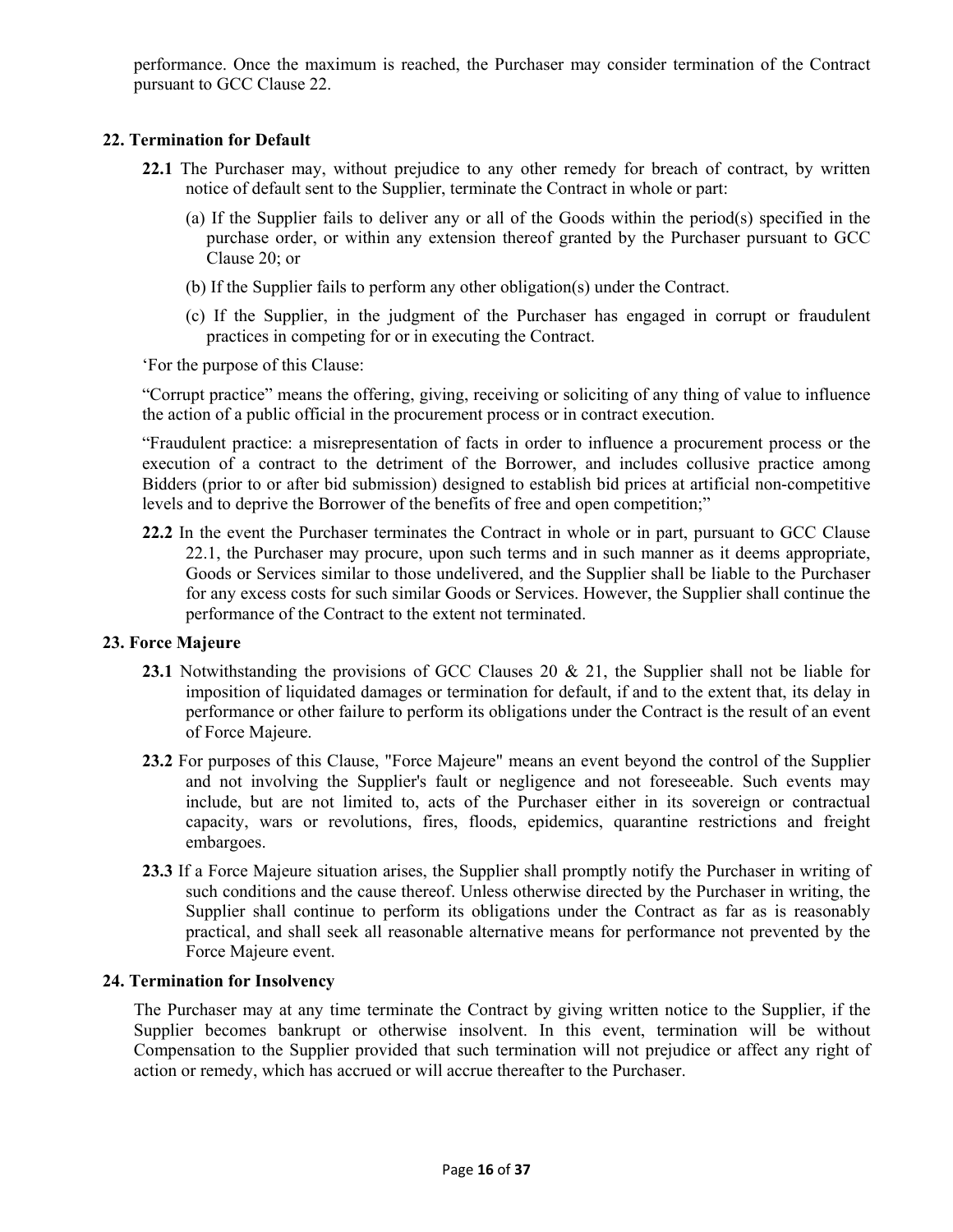performance. Once the maximum is reached, the Purchaser may consider termination of the Contract pursuant to GCC Clause 22.

## 22. Termination for Default

**22.1** The Purchaser may, without prejudice to any other remedy for breach of contract, by written notice of default sent to the Supplier, terminate the Contract in whole or part:

(a) If the Supplier fails to deliver any or all of the Goods within the period(s) specified in the purchase order, or within any extension thereof granted by the Purchaser pursuant to GCC Clause 20; or

(b) If the Supplier fails to perform any other obligation(s) under the Contract.

(c) If the Supplier, in the judgment of the Purchaser has engaged in corrupt or fraudulent practices in competing for or in executing the Contract.

'For the purpose of this Clause:

"Corrupt practice" means the offering, giving, receiving or soliciting of any thing of value to influence the action of a public official in the procurement process or in contract execution.

"Fraudulent practice: a misrepresentation of facts in order to influence a procurement process or the execution of a contract to the detriment of the Borrower, and includes collusive practice among Bidders (prior to or after bid submission) designed to establish bid prices at artificial non-competitive levels and to deprive the Borrower of the benefits of free and open competition;"

**22.2** In the event the Purchaser terminates the Contract in whole or in part, pursuant to GCC Clause 22.1, the Purchaser may procure, upon such terms and in such manner as it deems appropriate, Goods or Services similar to those undelivered, and the Supplier shall be liable to the Purchaser for any excess costs for such similar Goods or Services. However, the Supplier shall continue the performance of the Contract to the extent not terminated.

## 23. Force Majeure

**23.1** Notwithstanding the provisions of GCC Clauses 20 & 21, the Supplier shall not be liable for imposition of liquidated damages or termination for default, if and to the extent that, its delay in performance or other failure to perform its obligations under the Contract is the result of an event of Force Majeure.

**23.2** For purposes of this Clause, "Force Majeure" means an event beyond the control of the Supplier and not involving the Supplier's fault or negligence and not foreseeable. Such events may include, but are not limited to, acts of the Purchaser either in its sovereign or contractual capacity, wars or revolutions, fires, floods, epidemics, quarantine restrictions and freight embargoes.

**23.3** If a Force Majeure situation arises, the Supplier shall promptly notify the Purchaser in writing of such conditions and the cause thereof. Unless otherwise directed by the Purchaser in writing, the Supplier shall continue to perform its obligations under the Contract as far as is reasonably practical, and shall seek all reasonable alternative means for performance not prevented by the Force Majeure event.

## 24. Termination for Insolvency

The Purchaser may at any time terminate the Contract by giving written notice to the Supplier, if the Supplier becomes bankrupt or otherwise insolvent. In this event, termination will be without Compensation to the Supplier provided that such termination will not prejudice or affect any right of action or remedy, which has accrued or will accrue thereafter to the Purchaser.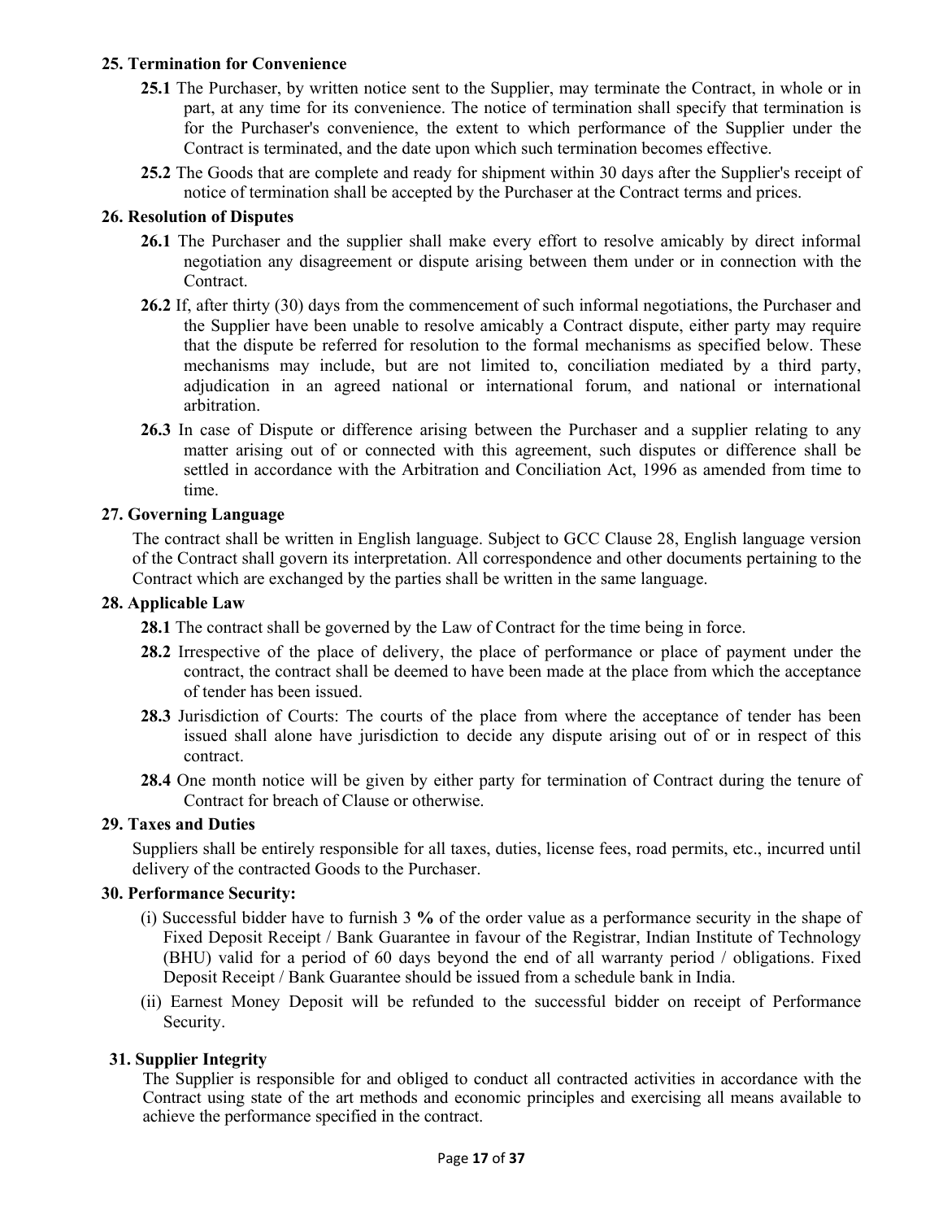## 25. Termination for Convenience

**25.1** The Purchaser, by written notice sent to the Supplier, may terminate the Contract, in whole or in part, at any time for its convenience. The notice of termination shall specify that termination is for the Purchaser's convenience, the extent to which performance of the Supplier under the Contract is terminated, and the date upon which such termination becomes effective.

**25.2** The Goods that are complete and ready for shipment within 30 days after the Supplier's receipt of notice of termination shall be accepted by the Purchaser at the Contract terms and prices.

## 26. Resolution of Disputes

**26.1** The Purchaser and the supplier shall make every effort to resolve amicably by direct informal negotiation any disagreement or dispute arising between them under or in connection with the Contract.

**26.2** If, after thirty (30) days from the commencement of such informal negotiations, the Purchaser and the Supplier have been unable to resolve amicably a Contract dispute, either party may require that the dispute be referred for resolution to the formal mechanisms as specified below. These mechanisms may include, but are not limited to, conciliation mediated by a third party, adjudication in an agreed national or international forum, and national or international arbitration.

**26.3** In case of Dispute or difference arising between the Purchaser and a supplier relating to any matter arising out of or connected with this agreement, such disputes or difference shall be settled in accordance with the Arbitration and Conciliation Act, 1996 as amended from time to time.

## 27. Governing Language

The contract shall be written in English language. Subject to GCC Clause 28, English language version of the Contract shall govern its interpretation. All correspondence and other documents pertaining to the Contract which are exchanged by the parties shall be written in the same language.

## 28. Applicable Law

**28.1** The contract shall be governed by the Law of Contract for the time being in force.

**28.2** Irrespective of the place of delivery, the place of performance or place of payment under the contract, the contract shall be deemed to have been made at the place from which the acceptance of tender has been issued.

**28.3** Jurisdiction of Courts: The courts of the place from where the acceptance of tender has been issued shall alone have jurisdiction to decide any dispute arising out of or in respect of this contract.

**28.4** One month notice will be given by either party for termination of Contract during the tenure of Contract for breach of Clause or otherwise.

## 29. Taxes and Duties

Suppliers shall be entirely responsible for all taxes, duties, license fees, road permits, etc., incurred until delivery of the contracted Goods to the Purchaser.

## 30. Performance Security:

(i) Successful bidder have to furnish 3 **%** of the order value as a performance security in the shape of Fixed Deposit Receipt / Bank Guarantee in favour of the Registrar, Indian Institute of Technology (BHU) valid for a period of 60 days beyond the end of all warranty period / obligations. Fixed Deposit Receipt / Bank Guarantee should be issued from a schedule bank in India.

(ii) Earnest Money Deposit will be refunded to the successful bidder on receipt of Performance Security.

## 31. Supplier Integrity

The Supplier is responsible for and obliged to conduct all contracted activities in accordance with the Contract using state of the art methods and economic principles and exercising all means available to achieve the performance specified in the contract.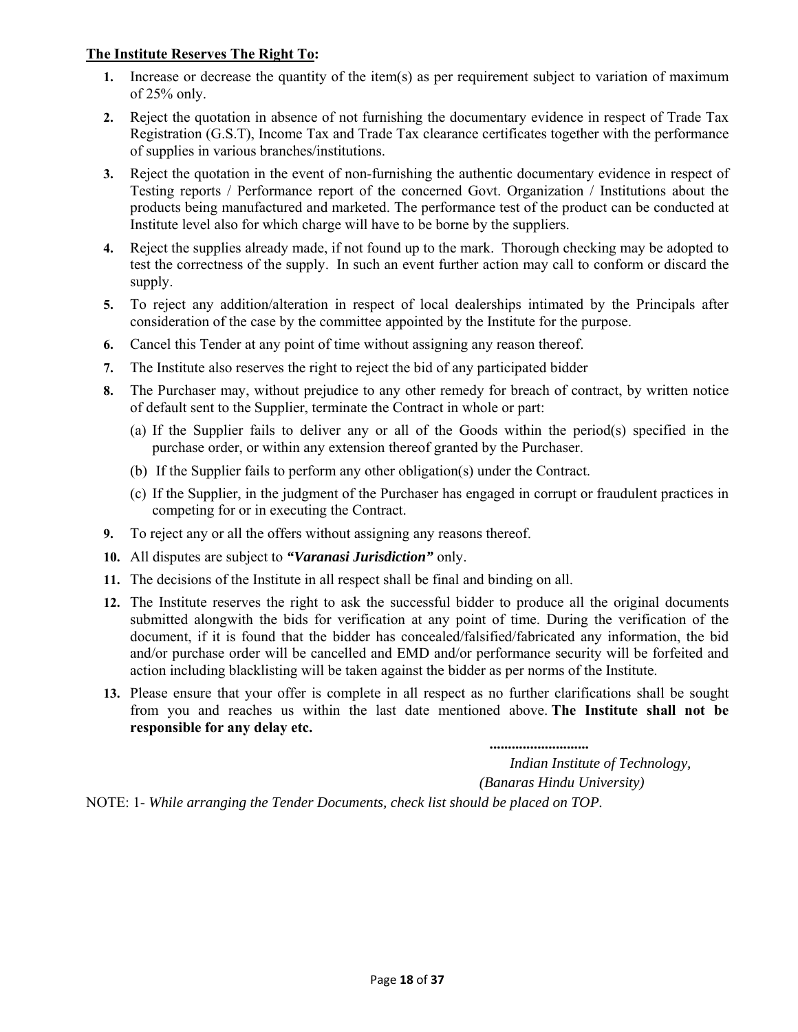**The Institute Reserves The Right To:**

1. Increase or decrease the quantity of the item(s) as per requirement subject to variation of maximum of 25% only.
2. Reject the quotation in absence of not furnishing the documentary evidence in respect of Trade Tax Registration (G.S.T), Income Tax and Trade Tax clearance certificates together with the performance of supplies in various branches/institutions.
3. Reject the quotation in the event of non-furnishing the authentic documentary evidence in respect of Testing reports / Performance report of the concerned Govt. Organization / Institutions about the products being manufactured and marketed. The performance test of the product can be conducted at Institute level also for which charge will have to be borne by the suppliers.
4. Reject the supplies already made, if not found up to the mark. Thorough checking may be adopted to test the correctness of the supply. In such an event further action may call to conform or discard the supply.
5. To reject any addition/alteration in respect of local dealerships intimated by the Principals after consideration of the case by the committee appointed by the Institute for the purpose.
6. Cancel this Tender at any point of time without assigning any reason thereof.
7. The Institute also reserves the right to reject the bid of any participated bidder
8. The Purchaser may, without prejudice to any other remedy for breach of contract, by written notice of default sent to the Supplier, terminate the Contract in whole or part:
   (a) If the Supplier fails to deliver any or all of the Goods within the period(s) specified in the purchase order, or within any extension thereof granted by the Purchaser.
   (b) If the Supplier fails to perform any other obligation(s) under the Contract.
   (c) If the Supplier, in the judgment of the Purchaser has engaged in corrupt or fraudulent practices in competing for or in executing the Contract.
9. To reject any or all the offers without assigning any reasons thereof.
10. All disputes are subject to ***"Varanasi Jurisdiction"*** only.
11. The decisions of the Institute in all respect shall be final and binding on all.
12. The Institute reserves the right to ask the successful bidder to produce all the original documents submitted alongwith the bids for verification at any point of time. During the verification of the document, if it is found that the bidder has concealed/falsified/fabricated any information, the bid and/or purchase order will be cancelled and EMD and/or performance security will be forfeited and action including blacklisting will be taken against the bidder as per norms of the Institute.
13. Please ensure that your offer is complete in all respect as no further clarifications shall be sought from you and reaches us within the last date mentioned above. **The Institute shall not be responsible for any delay etc.**

**..........................**

*Indian Institute of Technology,*
*(Banaras Hindu University)*

NOTE: 1- *While arranging the Tender Documents, check list should be placed on TOP.*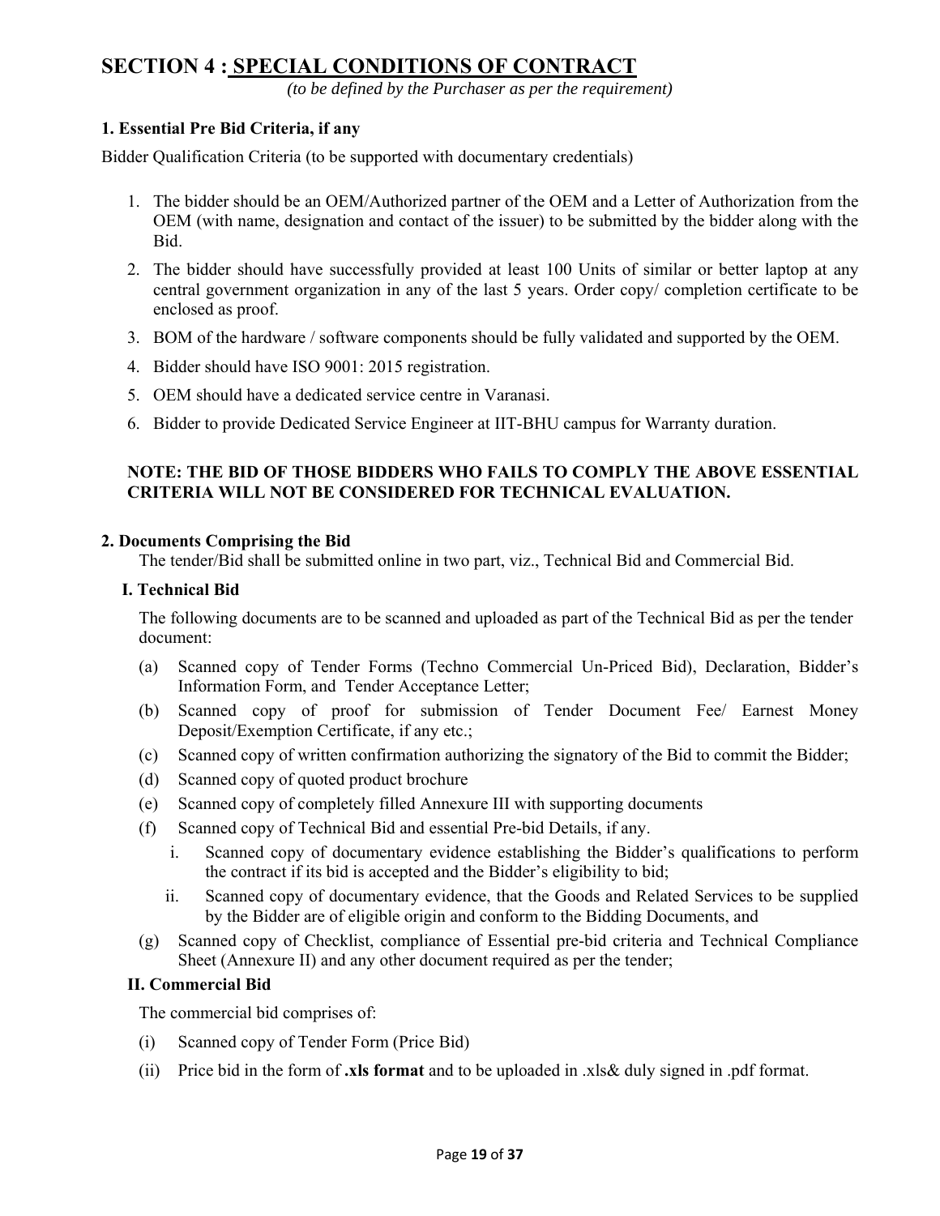# SECTION 4 : SPECIAL CONDITIONS OF CONTRACT

*(to be defined by the Purchaser as per the requirement)*

### 1. Essential Pre Bid Criteria, if any

Bidder Qualification Criteria (to be supported with documentary credentials)

1. The bidder should be an OEM/Authorized partner of the OEM and a Letter of Authorization from the OEM (with name, designation and contact of the issuer) to be submitted by the bidder along with the Bid.
2. The bidder should have successfully provided at least 100 Units of similar or better laptop at any central government organization in any of the last 5 years. Order copy/ completion certificate to be enclosed as proof.
3. BOM of the hardware / software components should be fully validated and supported by the OEM.
4. Bidder should have ISO 9001: 2015 registration.
5. OEM should have a dedicated service centre in Varanasi.
6. Bidder to provide Dedicated Service Engineer at IIT-BHU campus for Warranty duration.

**NOTE: THE BID OF THOSE BIDDERS WHO FAILS TO COMPLY THE ABOVE ESSENTIAL CRITERIA WILL NOT BE CONSIDERED FOR TECHNICAL EVALUATION.**

### 2. Documents Comprising the Bid

The tender/Bid shall be submitted online in two part, viz., Technical Bid and Commercial Bid.

#### I. Technical Bid

The following documents are to be scanned and uploaded as part of the Technical Bid as per the tender document:

(a) Scanned copy of Tender Forms (Techno Commercial Un-Priced Bid), Declaration, Bidder's Information Form, and Tender Acceptance Letter;

(b) Scanned copy of proof for submission of Tender Document Fee/ Earnest Money Deposit/Exemption Certificate, if any etc.;

(c) Scanned copy of written confirmation authorizing the signatory of the Bid to commit the Bidder;

(d) Scanned copy of quoted product brochure

(e) Scanned copy of completely filled Annexure III with supporting documents

(f) Scanned copy of Technical Bid and essential Pre-bid Details, if any.

  i. Scanned copy of documentary evidence establishing the Bidder's qualifications to perform the contract if its bid is accepted and the Bidder's eligibility to bid;

  ii. Scanned copy of documentary evidence, that the Goods and Related Services to be supplied by the Bidder are of eligible origin and conform to the Bidding Documents, and

(g) Scanned copy of Checklist, compliance of Essential pre-bid criteria and Technical Compliance Sheet (Annexure II) and any other document required as per the tender;

#### II. Commercial Bid

The commercial bid comprises of:

(i) Scanned copy of Tender Form (Price Bid)

(ii) Price bid in the form of **.xls format** and to be uploaded in .xls& duly signed in .pdf format.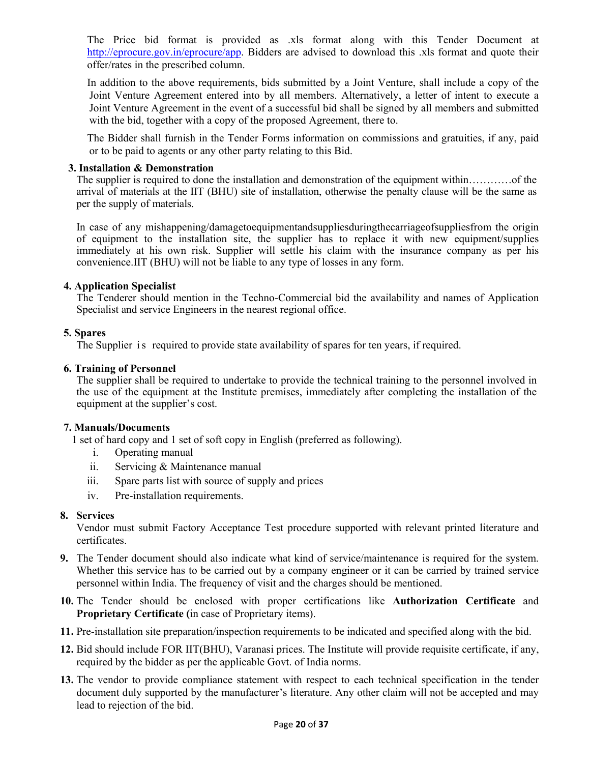The Price bid format is provided as .xls format along with this Tender Document at http://eprocure.gov.in/eprocure/app. Bidders are advised to download this .xls format and quote their offer/rates in the prescribed column.

In addition to the above requirements, bids submitted by a Joint Venture, shall include a copy of the Joint Venture Agreement entered into by all members. Alternatively, a letter of intent to execute a Joint Venture Agreement in the event of a successful bid shall be signed by all members and submitted with the bid, together with a copy of the proposed Agreement, there to.

The Bidder shall furnish in the Tender Forms information on commissions and gratuities, if any, paid or to be paid to agents or any other party relating to this Bid.

**3. Installation & Demonstration**

The supplier is required to done the installation and demonstration of the equipment within…………of the arrival of materials at the IIT (BHU) site of installation, otherwise the penalty clause will be the same as per the supply of materials.

In case of any mishappening/damagetoequipmentandsuppliesduringthecarriageofsuppliesfrom the origin of equipment to the installation site, the supplier has to replace it with new equipment/supplies immediately at his own risk. Supplier will settle his claim with the insurance company as per his convenience.IIT (BHU) will not be liable to any type of losses in any form.

**4. Application Specialist**

The Tenderer should mention in the Techno-Commercial bid the availability and names of Application Specialist and service Engineers in the nearest regional office.

**5. Spares**

The Supplier is required to provide state availability of spares for ten years, if required.

**6. Training of Personnel**

The supplier shall be required to undertake to provide the technical training to the personnel involved in the use of the equipment at the Institute premises, immediately after completing the installation of the equipment at the supplier's cost.

**7. Manuals/Documents**

1 set of hard copy and 1 set of soft copy in English (preferred as following).

i. Operating manual
ii. Servicing & Maintenance manual
iii. Spare parts list with source of supply and prices
iv. Pre-installation requirements.

**8. Services**

Vendor must submit Factory Acceptance Test procedure supported with relevant printed literature and certificates.

**9.** The Tender document should also indicate what kind of service/maintenance is required for the system. Whether this service has to be carried out by a company engineer or it can be carried by trained service personnel within India. The frequency of visit and the charges should be mentioned.

**10.** The Tender should be enclosed with proper certifications like **Authorization Certificate** and **Proprietary Certificate (**in case of Proprietary items).

**11.** Pre-installation site preparation/inspection requirements to be indicated and specified along with the bid.

**12.** Bid should include FOR IIT(BHU), Varanasi prices. The Institute will provide requisite certificate, if any, required by the bidder as per the applicable Govt. of India norms.

**13.** The vendor to provide compliance statement with respect to each technical specification in the tender document duly supported by the manufacturer's literature. Any other claim will not be accepted and may lead to rejection of the bid.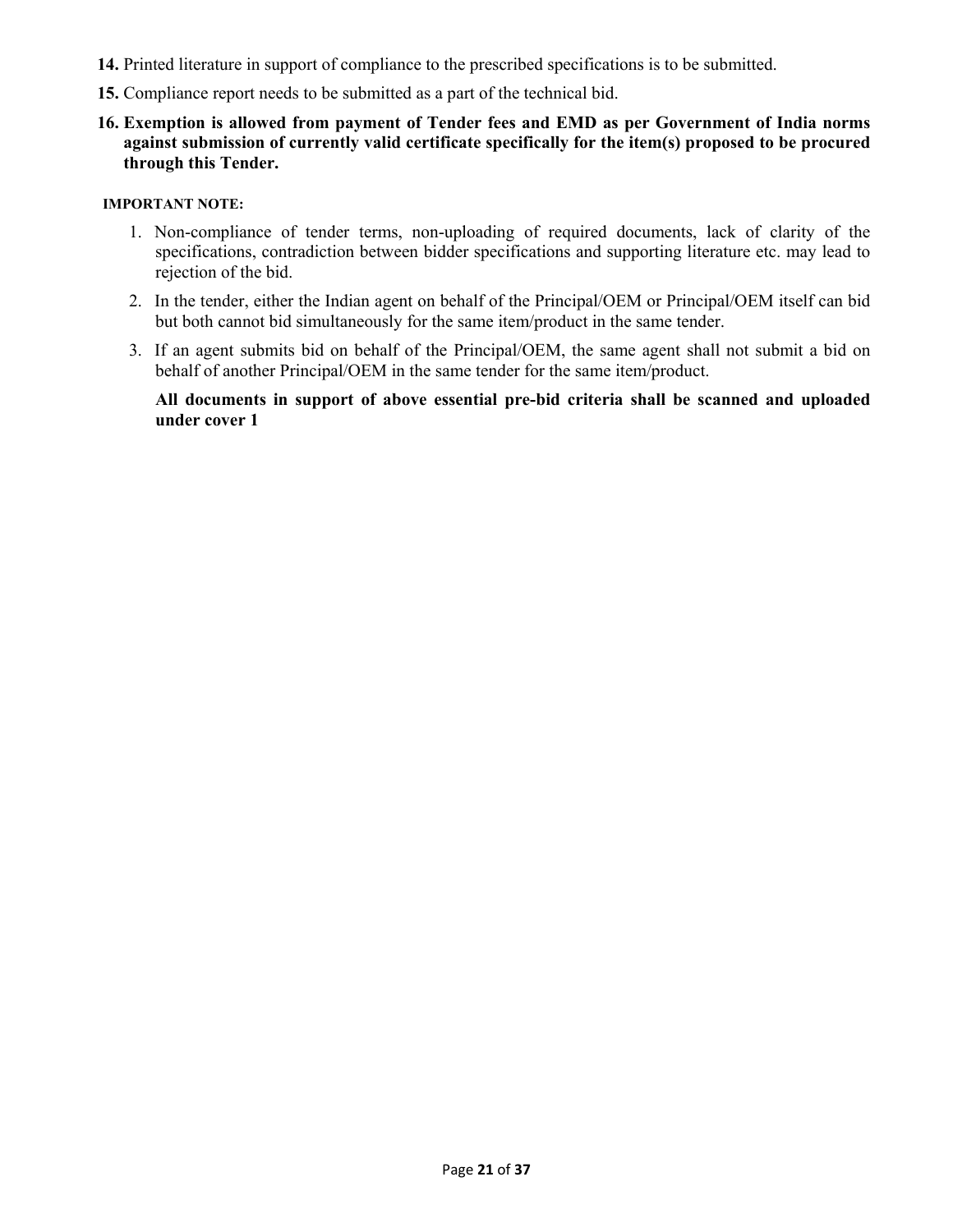**14.** Printed literature in support of compliance to the prescribed specifications is to be submitted.

**15.** Compliance report needs to be submitted as a part of the technical bid.

**16. Exemption is allowed from payment of Tender fees and EMD as per Government of India norms against submission of currently valid certificate specifically for the item(s) proposed to be procured through this Tender.**

**IMPORTANT NOTE:**

1. Non-compliance of tender terms, non-uploading of required documents, lack of clarity of the specifications, contradiction between bidder specifications and supporting literature etc. may lead to rejection of the bid.
2. In the tender, either the Indian agent on behalf of the Principal/OEM or Principal/OEM itself can bid but both cannot bid simultaneously for the same item/product in the same tender.
3. If an agent submits bid on behalf of the Principal/OEM, the same agent shall not submit a bid on behalf of another Principal/OEM in the same tender for the same item/product.

**All documents in support of above essential pre-bid criteria shall be scanned and uploaded under cover 1**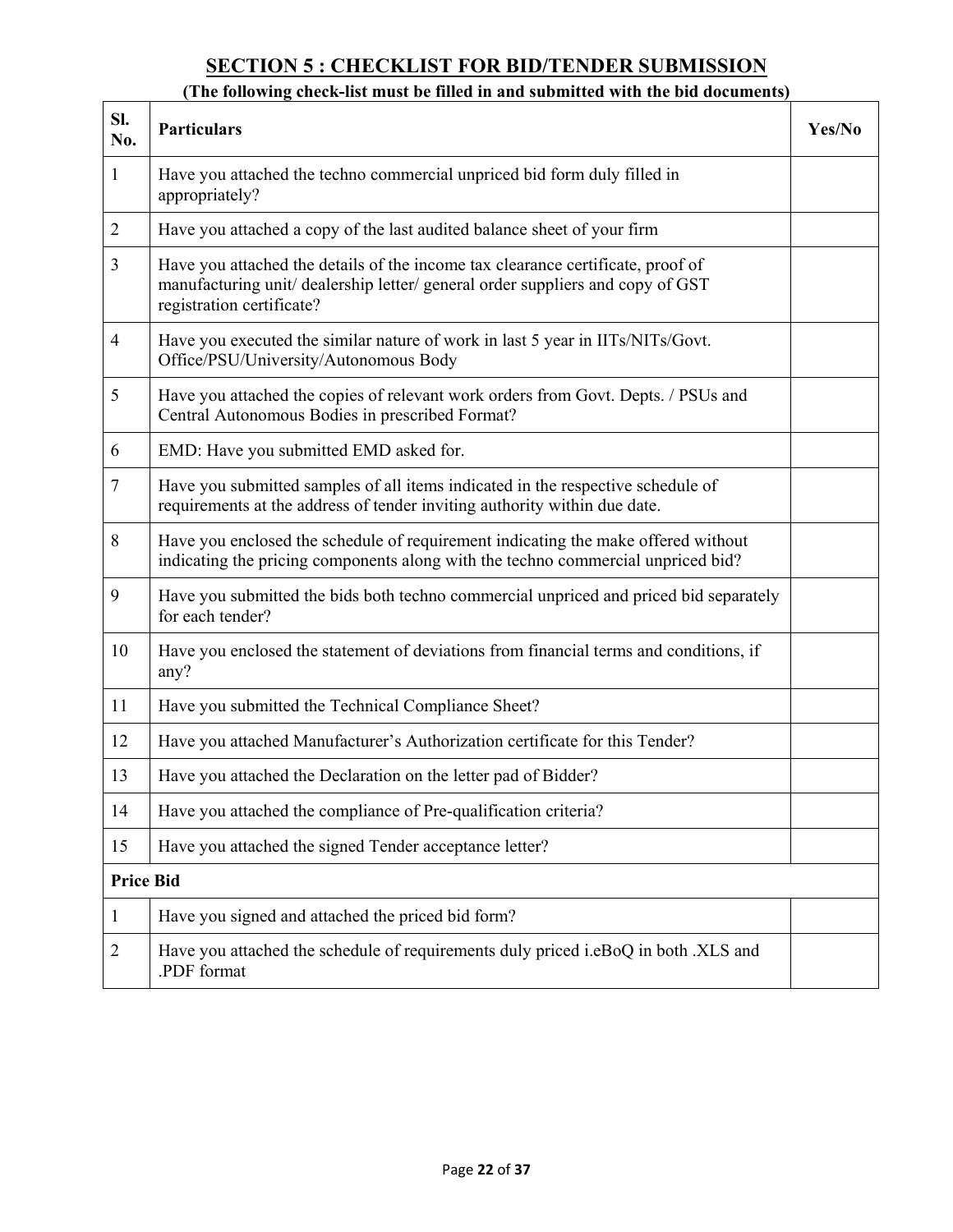## SECTION 5 : CHECKLIST FOR BID/TENDER SUBMISSION

**(The following check-list must be filled in and submitted with the bid documents)**

| Sl. No. | Particulars | Yes/No |
|---|---|---|
| 1 | Have you attached the techno commercial unpriced bid form duly filled in appropriately? | |
| 2 | Have you attached a copy of the last audited balance sheet of your firm | |
| 3 | Have you attached the details of the income tax clearance certificate, proof of manufacturing unit/ dealership letter/ general order suppliers and copy of GST registration certificate? | |
| 4 | Have you executed the similar nature of work in last 5 year in IITs/NITs/Govt. Office/PSU/University/Autonomous Body | |
| 5 | Have you attached the copies of relevant work orders from Govt. Depts. / PSUs and Central Autonomous Bodies in prescribed Format? | |
| 6 | EMD: Have you submitted EMD asked for. | |
| 7 | Have you submitted samples of all items indicated in the respective schedule of requirements at the address of tender inviting authority within due date. | |
| 8 | Have you enclosed the schedule of requirement indicating the make offered without indicating the pricing components along with the techno commercial unpriced bid? | |
| 9 | Have you submitted the bids both techno commercial unpriced and priced bid separately for each tender? | |
| 10 | Have you enclosed the statement of deviations from financial terms and conditions, if any? | |
| 11 | Have you submitted the Technical Compliance Sheet? | |
| 12 | Have you attached Manufacturer's Authorization certificate for this Tender? | |
| 13 | Have you attached the Declaration on the letter pad of Bidder? | |
| 14 | Have you attached the compliance of Pre-qualification criteria? | |
| 15 | Have you attached the signed Tender acceptance letter? | |
| **Price Bid** | | |
| 1 | Have you signed and attached the priced bid form? | |
| 2 | Have you attached the schedule of requirements duly priced i.eBoQ in both .XLS and .PDF format | |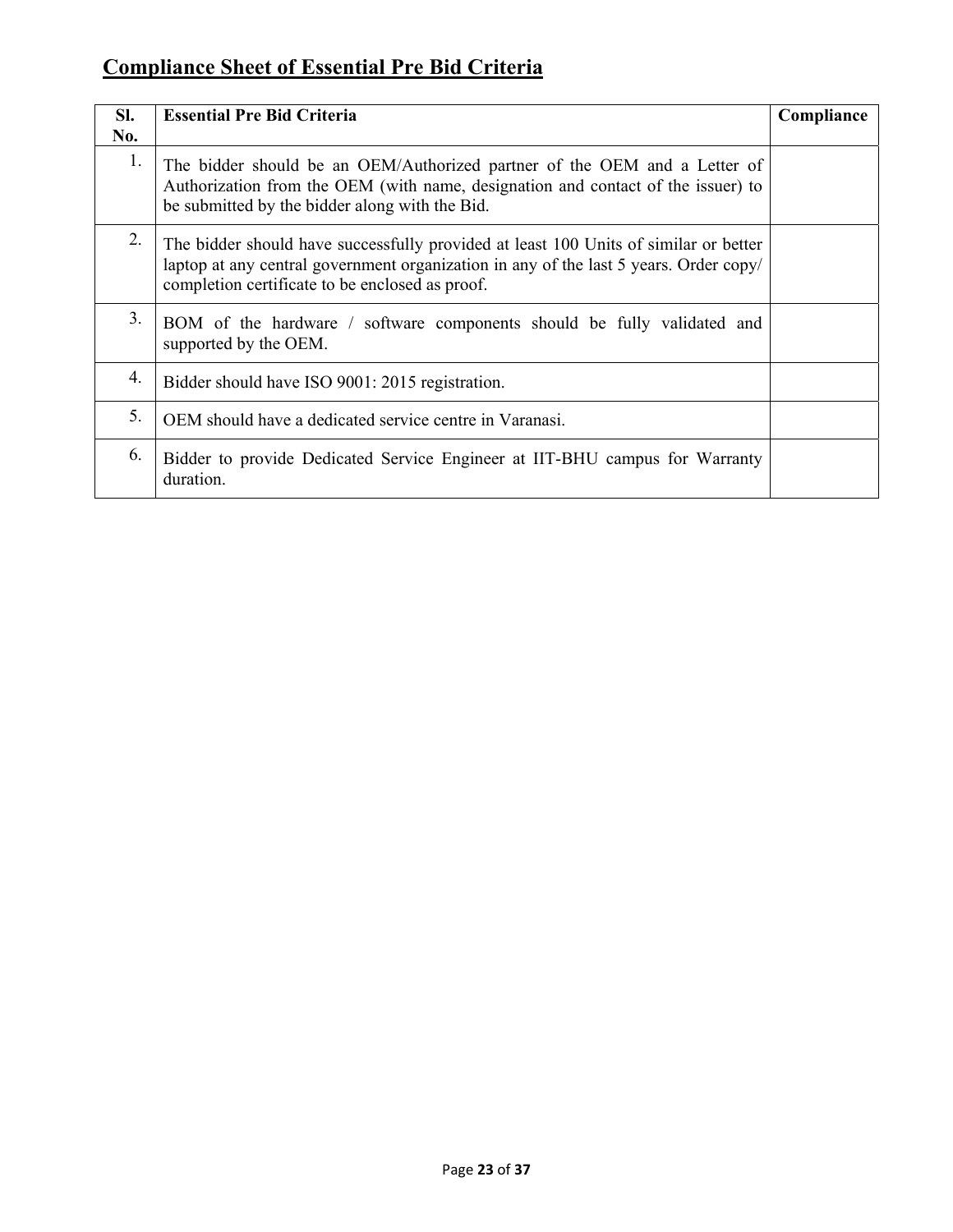## Compliance Sheet of Essential Pre Bid Criteria

| Sl. No. | Essential Pre Bid Criteria | Compliance |
|---|---|---|
| 1. | The bidder should be an OEM/Authorized partner of the OEM and a Letter of Authorization from the OEM (with name, designation and contact of the issuer) to be submitted by the bidder along with the Bid. | |
| 2. | The bidder should have successfully provided at least 100 Units of similar or better laptop at any central government organization in any of the last 5 years. Order copy/ completion certificate to be enclosed as proof. | |
| 3. | BOM of the hardware / software components should be fully validated and supported by the OEM. | |
| 4. | Bidder should have ISO 9001: 2015 registration. | |
| 5. | OEM should have a dedicated service centre in Varanasi. | |
| 6. | Bidder to provide Dedicated Service Engineer at IIT-BHU campus for Warranty duration. | |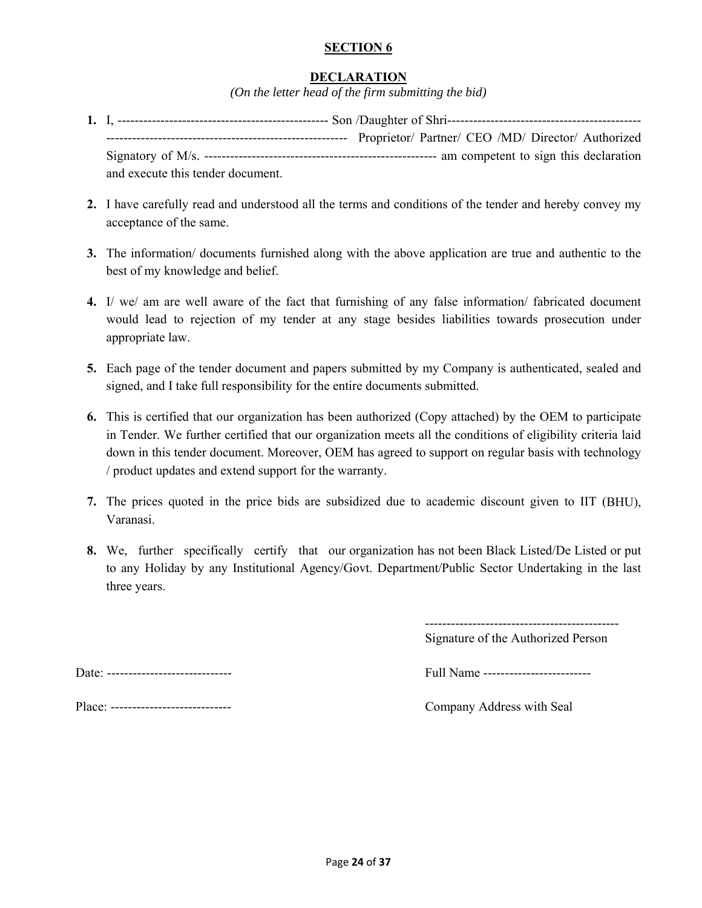## SECTION 6

### DECLARATION

*(On the letter head of the firm submitting the bid)*

1. I, ------------------------------------------------ Son /Daughter of Shri--------------------------------------------- -------------------------------------------------------- Proprietor/ Partner/ CEO /MD/ Director/ Authorized Signatory of M/s. ----------------------------------------------------- am competent to sign this declaration and execute this tender document.

2. I have carefully read and understood all the terms and conditions of the tender and hereby convey my acceptance of the same.

3. The information/ documents furnished along with the above application are true and authentic to the best of my knowledge and belief.

4. I/ we/ am are well aware of the fact that furnishing of any false information/ fabricated document would lead to rejection of my tender at any stage besides liabilities towards prosecution under appropriate law.

5. Each page of the tender document and papers submitted by my Company is authenticated, sealed and signed, and I take full responsibility for the entire documents submitted.

6. This is certified that our organization has been authorized (Copy attached) by the OEM to participate in Tender. We further certified that our organization meets all the conditions of eligibility criteria laid down in this tender document. Moreover, OEM has agreed to support on regular basis with technology / product updates and extend support for the warranty.

7. The prices quoted in the price bids are subsidized due to academic discount given to IIT (BHU), Varanasi.

8. We, further specifically certify that our organization has not been Black Listed/De Listed or put to any Holiday by any Institutional Agency/Govt. Department/Public Sector Undertaking in the last three years.

---------------------------------------------
Signature of the Authorized Person

Date: -----------------------------

Full Name -------------------------

Place: ----------------------------

Company Address with Seal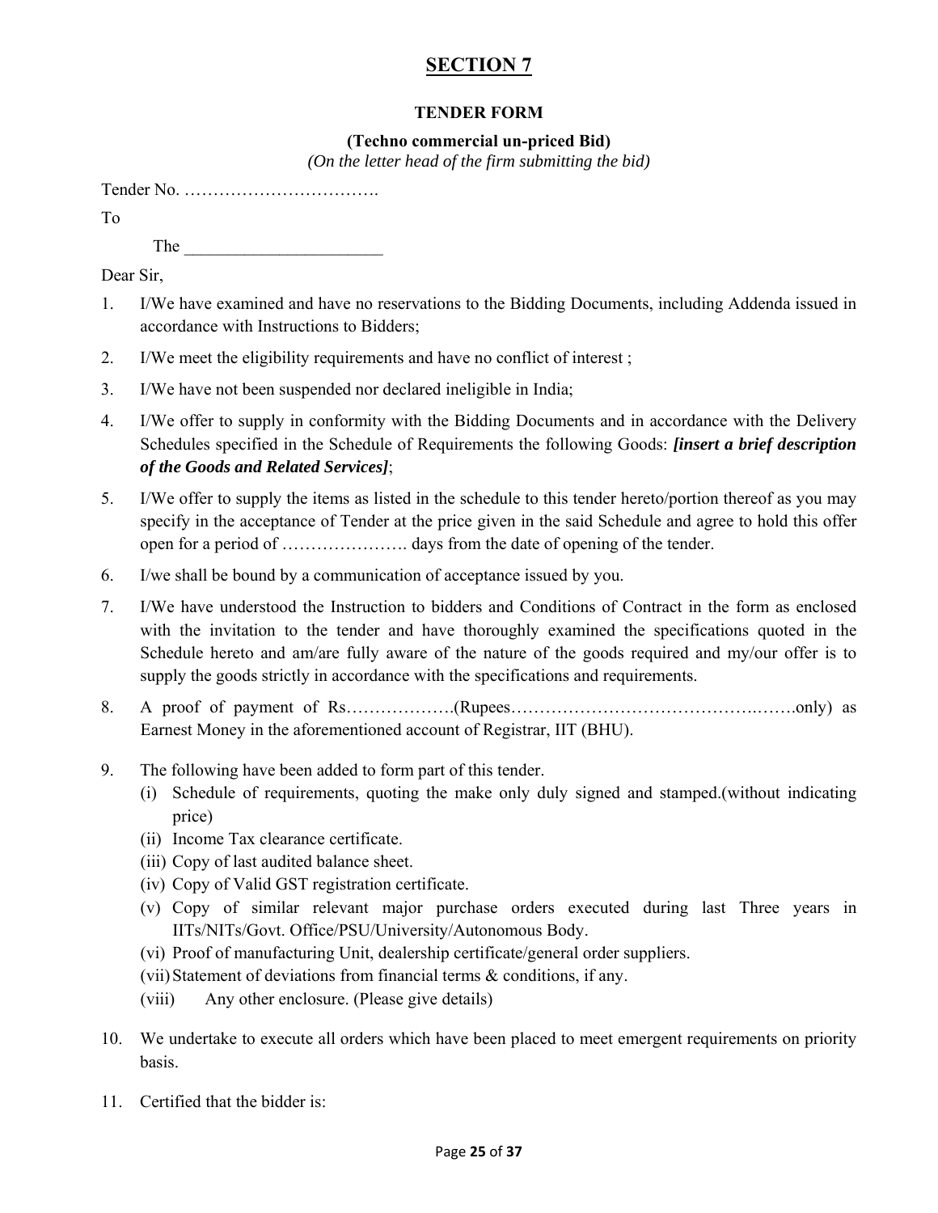# SECTION 7

### TENDER FORM

**(Techno commercial un-priced Bid)**

*(On the letter head of the firm submitting the bid)*

Tender No. …………………………….

To

The ______________________

Dear Sir,

1. I/We have examined and have no reservations to the Bidding Documents, including Addenda issued in accordance with Instructions to Bidders;
2. I/We meet the eligibility requirements and have no conflict of interest ;
3. I/We have not been suspended nor declared ineligible in India;
4. I/We offer to supply in conformity with the Bidding Documents and in accordance with the Delivery Schedules specified in the Schedule of Requirements the following Goods: ***[insert a brief description of the Goods and Related Services]***;
5. I/We offer to supply the items as listed in the schedule to this tender hereto/portion thereof as you may specify in the acceptance of Tender at the price given in the said Schedule and agree to hold this offer open for a period of …………………. days from the date of opening of the tender.
6. I/we shall be bound by a communication of acceptance issued by you.
7. I/We have understood the Instruction to bidders and Conditions of Contract in the form as enclosed with the invitation to the tender and have thoroughly examined the specifications quoted in the Schedule hereto and am/are fully aware of the nature of the goods required and my/our offer is to supply the goods strictly in accordance with the specifications and requirements.
8. A proof of payment of Rs……………….(Rupees…………………………………….…….only) as Earnest Money in the aforementioned account of Registrar, IIT (BHU).
9. The following have been added to form part of this tender.
   - (i) Schedule of requirements, quoting the make only duly signed and stamped.(without indicating price)
   - (ii) Income Tax clearance certificate.
   - (iii) Copy of last audited balance sheet.
   - (iv) Copy of Valid GST registration certificate.
   - (v) Copy of similar relevant major purchase orders executed during last Three years in IITs/NITs/Govt. Office/PSU/University/Autonomous Body.
   - (vi) Proof of manufacturing Unit, dealership certificate/general order suppliers.
   - (vii) Statement of deviations from financial terms & conditions, if any.
   - (viii) Any other enclosure. (Please give details)
10. We undertake to execute all orders which have been placed to meet emergent requirements on priority basis.
11. Certified that the bidder is: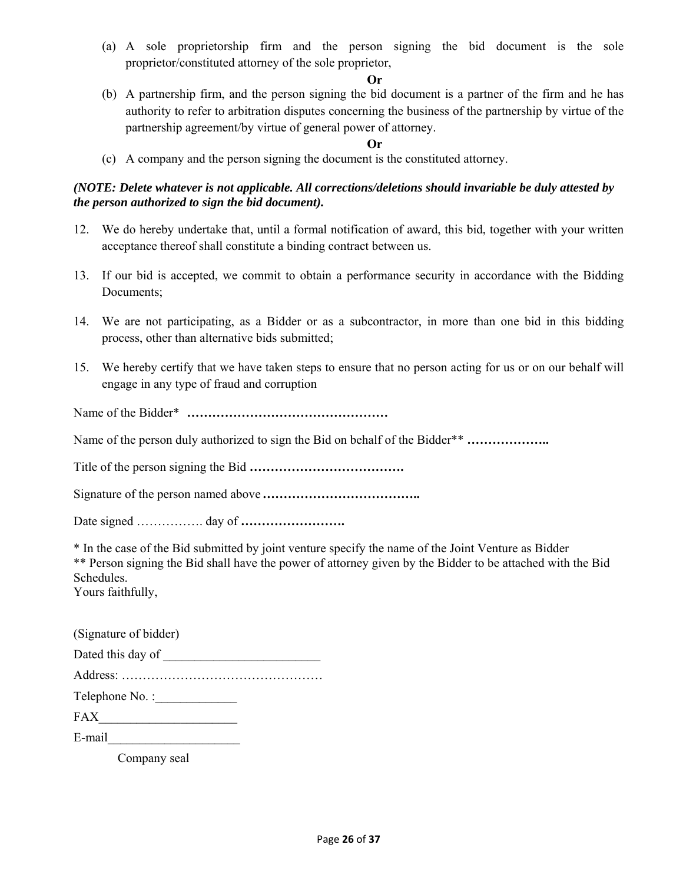(a) A sole proprietorship firm and the person signing the bid document is the sole proprietor/constituted attorney of the sole proprietor,

**Or**

(b) A partnership firm, and the person signing the bid document is a partner of the firm and he has authority to refer to arbitration disputes concerning the business of the partnership by virtue of the partnership agreement/by virtue of general power of attorney.

**Or**

(c) A company and the person signing the document is the constituted attorney.

***(NOTE: Delete whatever is not applicable. All corrections/deletions should invariable be duly attested by the person authorized to sign the bid document).***

12. We do hereby undertake that, until a formal notification of award, this bid, together with your written acceptance thereof shall constitute a binding contract between us.

13. If our bid is accepted, we commit to obtain a performance security in accordance with the Bidding Documents;

14. We are not participating, as a Bidder or as a subcontractor, in more than one bid in this bidding process, other than alternative bids submitted;

15. We hereby certify that we have taken steps to ensure that no person acting for us or on our behalf will engage in any type of fraud and corruption

Name of the Bidder* **…………………………………………**

Name of the person duly authorized to sign the Bid on behalf of the Bidder** **………………..**

Title of the person signing the Bid **……………………………….**

Signature of the person named above **………………………………..**

Date signed ……………. day of **…………………….**

* In the case of the Bid submitted by joint venture specify the name of the Joint Venture as Bidder
** Person signing the Bid shall have the power of attorney given by the Bidder to be attached with the Bid Schedules.

Yours faithfully,

(Signature of bidder)

Dated this day of ________________________

Address: …………………………………………

Telephone No. :_____________

FAX______________________

E-mail_____________________

Company seal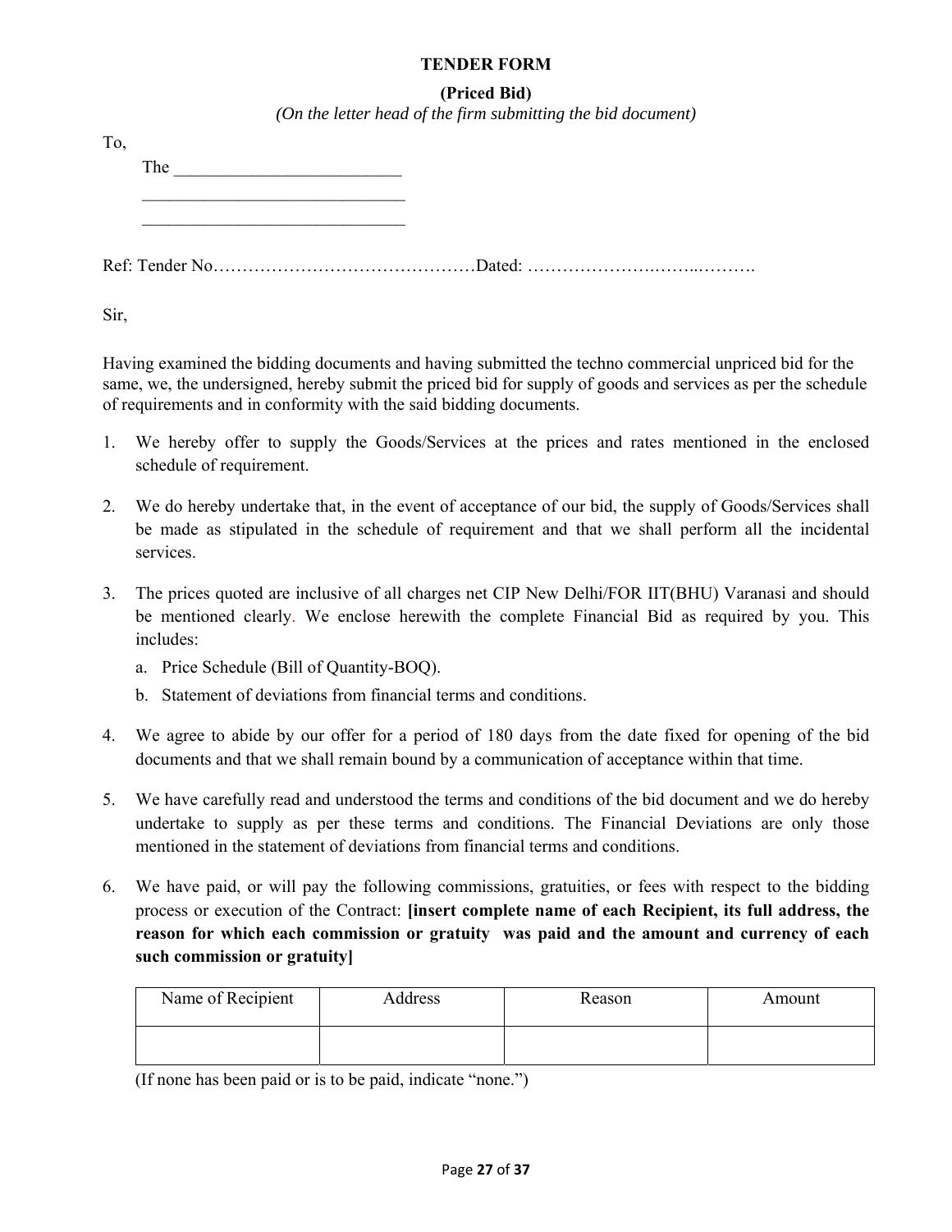**TENDER FORM**

**(Priced Bid)**

*(On the letter head of the firm submitting the bid document)*

To,

The __________________________

______________________________

______________________________

Ref: Tender No………………………………………Dated: ……………………..……..……….

Sir,

Having examined the bidding documents and having submitted the techno commercial unpriced bid for the same, we, the undersigned, hereby submit the priced bid for supply of goods and services as per the schedule of requirements and in conformity with the said bidding documents.

1. We hereby offer to supply the Goods/Services at the prices and rates mentioned in the enclosed schedule of requirement.

2. We do hereby undertake that, in the event of acceptance of our bid, the supply of Goods/Services shall be made as stipulated in the schedule of requirement and that we shall perform all the incidental services.

3. The prices quoted are inclusive of all charges net CIP New Delhi/FOR IIT(BHU) Varanasi and should be mentioned clearly. We enclose herewith the complete Financial Bid as required by you. This includes:
   a. Price Schedule (Bill of Quantity-BOQ).
   b. Statement of deviations from financial terms and conditions.

4. We agree to abide by our offer for a period of 180 days from the date fixed for opening of the bid documents and that we shall remain bound by a communication of acceptance within that time.

5. We have carefully read and understood the terms and conditions of the bid document and we do hereby undertake to supply as per these terms and conditions. The Financial Deviations are only those mentioned in the statement of deviations from financial terms and conditions.

6. We have paid, or will pay the following commissions, gratuities, or fees with respect to the bidding process or execution of the Contract: **[insert complete name of each Recipient, its full address, the reason for which each commission or gratuity was paid and the amount and currency of each such commission or gratuity]**

| Name of Recipient | Address | Reason | Amount |
|---|---|---|---|
| | | | |

(If none has been paid or is to be paid, indicate "none.")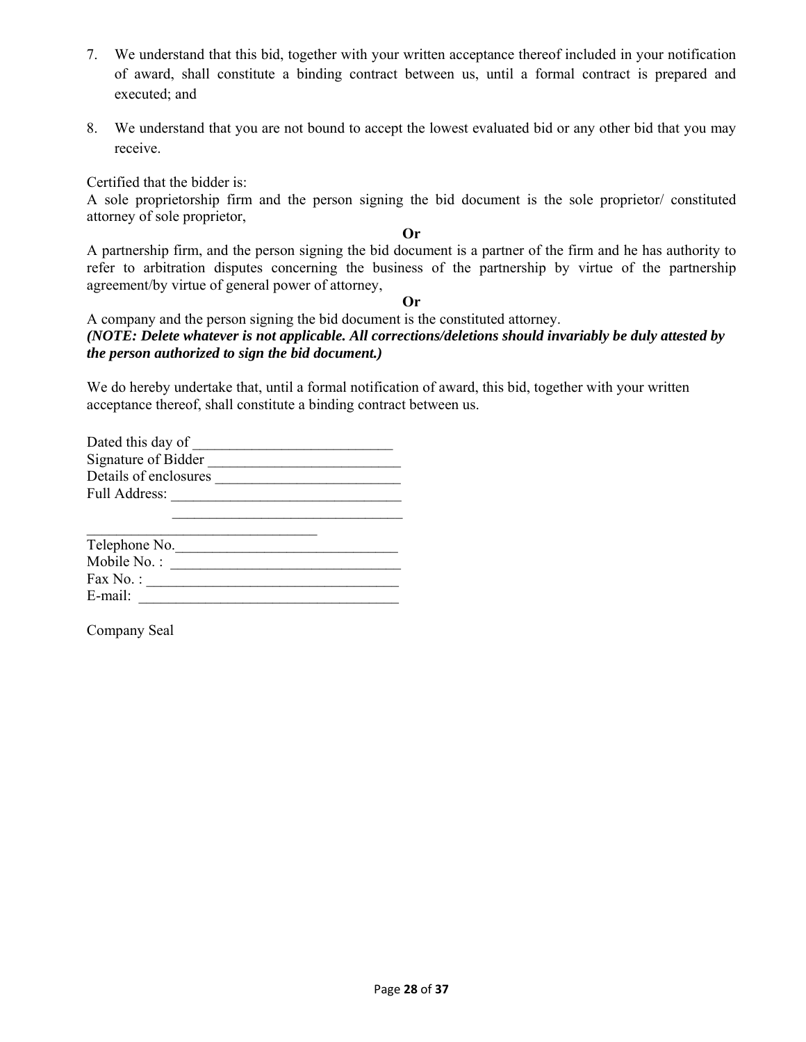7. We understand that this bid, together with your written acceptance thereof included in your notification of award, shall constitute a binding contract between us, until a formal contract is prepared and executed; and

8. We understand that you are not bound to accept the lowest evaluated bid or any other bid that you may receive.

Certified that the bidder is:
A sole proprietorship firm and the person signing the bid document is the sole proprietor/ constituted attorney of sole proprietor,

**Or**

A partnership firm, and the person signing the bid document is a partner of the firm and he has authority to refer to arbitration disputes concerning the business of the partnership by virtue of the partnership agreement/by virtue of general power of attorney,

**Or**

A company and the person signing the bid document is the constituted attorney.
***(NOTE: Delete whatever is not applicable. All corrections/deletions should invariably be duly attested by the person authorized to sign the bid document.)***

We do hereby undertake that, until a formal notification of award, this bid, together with your written acceptance thereof, shall constitute a binding contract between us.

Dated this day of ___________________________
Signature of Bidder __________________________
Details of enclosures _________________________
Full Address: _______________________________
_______________________________
_______________________________
Telephone No.______________________________
Mobile No. : _______________________________
Fax No. : __________________________________
E-mail: ___________________________________

Company Seal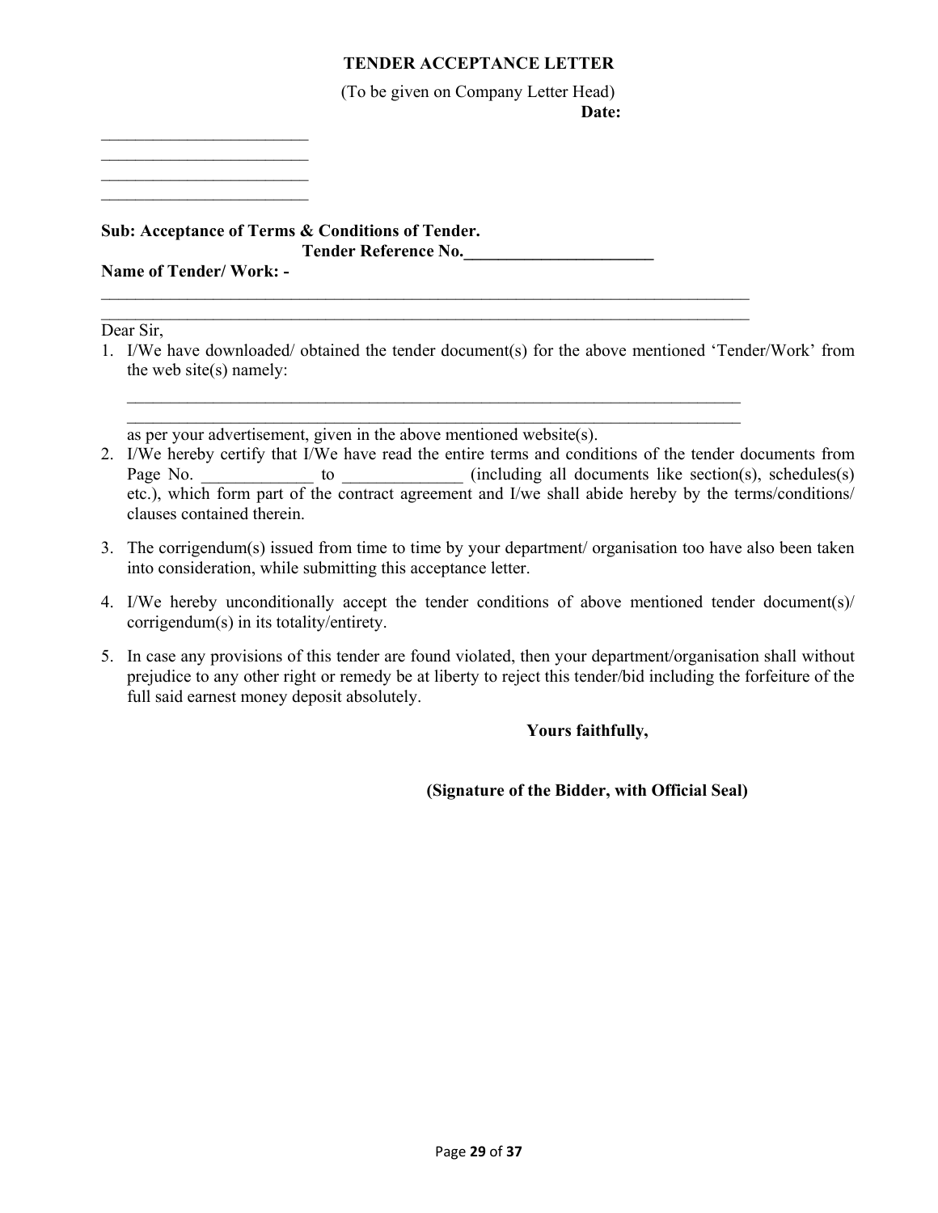**TENDER ACCEPTANCE LETTER**

(To be given on Company Letter Head)

**Date:**

________________________
________________________
________________________
________________________

**Sub: Acceptance of Terms & Conditions of Tender.**

**Tender Reference No.______________________**

**Name of Tender/ Work: -**

___________________________________________________________________________
___________________________________________________________________________

Dear Sir,

1. I/We have downloaded/ obtained the tender document(s) for the above mentioned 'Tender/Work' from the web site(s) namely:

   ________________________________________________________________________
   ________________________________________________________________________

   as per your advertisement, given in the above mentioned website(s).

2. I/We hereby certify that I/We have read the entire terms and conditions of the tender documents from Page No. _____________ to ______________ (including all documents like section(s), schedules(s) etc.), which form part of the contract agreement and I/we shall abide hereby by the terms/conditions/ clauses contained therein.

3. The corrigendum(s) issued from time to time by your department/ organisation too have also been taken into consideration, while submitting this acceptance letter.

4. I/We hereby unconditionally accept the tender conditions of above mentioned tender document(s)/ corrigendum(s) in its totality/entirety.

5. In case any provisions of this tender are found violated, then your department/organisation shall without prejudice to any other right or remedy be at liberty to reject this tender/bid including the forfeiture of the full said earnest money deposit absolutely.

**Yours faithfully,**

**(Signature of the Bidder, with Official Seal)**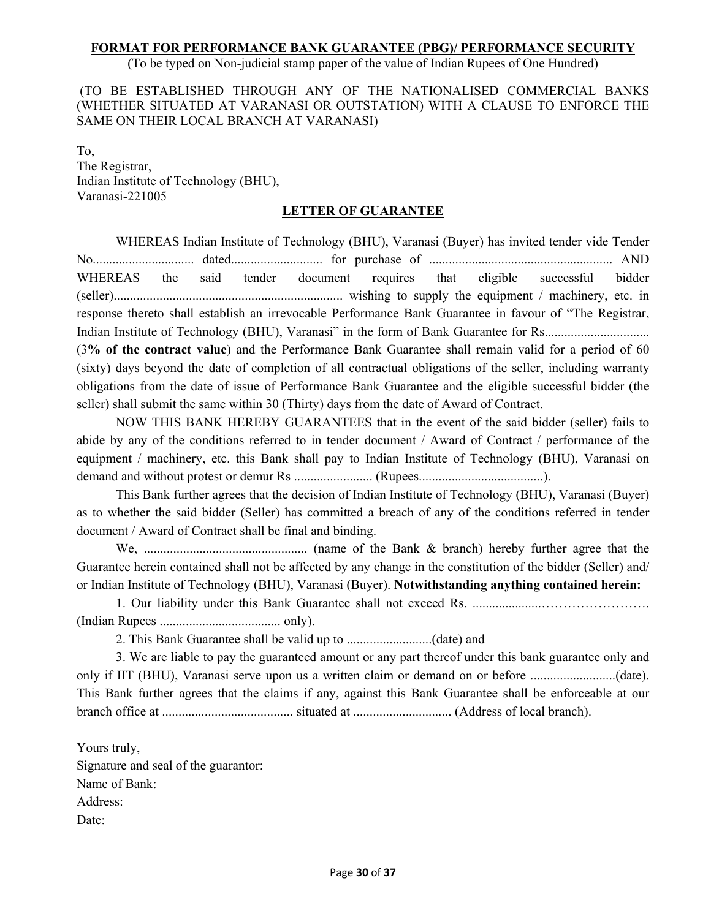**FORMAT FOR PERFORMANCE BANK GUARANTEE (PBG)/ PERFORMANCE SECURITY**

(To be typed on Non-judicial stamp paper of the value of Indian Rupees of One Hundred)

(TO BE ESTABLISHED THROUGH ANY OF THE NATIONALISED COMMERCIAL BANKS (WHETHER SITUATED AT VARANASI OR OUTSTATION) WITH A CLAUSE TO ENFORCE THE SAME ON THEIR LOCAL BRANCH AT VARANASI)

To,
The Registrar,
Indian Institute of Technology (BHU),
Varanasi-221005

**LETTER OF GUARANTEE**

WHEREAS Indian Institute of Technology (BHU), Varanasi (Buyer) has invited tender vide Tender No.............................. dated........................... for purchase of ........................................................ AND WHEREAS the said tender document requires that eligible successful bidder (seller)...................................................................... wishing to supply the equipment / machinery, etc. in response thereto shall establish an irrevocable Performance Bank Guarantee in favour of "The Registrar, Indian Institute of Technology (BHU), Varanasi" in the form of Bank Guarantee for Rs................................ (3**% of the contract value**) and the Performance Bank Guarantee shall remain valid for a period of 60 (sixty) days beyond the date of completion of all contractual obligations of the seller, including warranty obligations from the date of issue of Performance Bank Guarantee and the eligible successful bidder (the seller) shall submit the same within 30 (Thirty) days from the date of Award of Contract.

NOW THIS BANK HEREBY GUARANTEES that in the event of the said bidder (seller) fails to abide by any of the conditions referred to in tender document / Award of Contract / performance of the equipment / machinery, etc. this Bank shall pay to Indian Institute of Technology (BHU), Varanasi on demand and without protest or demur Rs ........................ (Rupees......................................).

This Bank further agrees that the decision of Indian Institute of Technology (BHU), Varanasi (Buyer) as to whether the said bidder (Seller) has committed a breach of any of the conditions referred in tender document / Award of Contract shall be final and binding.

We, .................................................. (name of the Bank & branch) hereby further agree that the Guarantee herein contained shall not be affected by any change in the constitution of the bidder (Seller) and/ or Indian Institute of Technology (BHU), Varanasi (Buyer). **Notwithstanding anything contained herein:**

1. Our liability under this Bank Guarantee shall not exceed Rs. .....................…………………… (Indian Rupees ..................................... only).

2. This Bank Guarantee shall be valid up to ..........................(date) and

3. We are liable to pay the guaranteed amount or any part thereof under this bank guarantee only and only if IIT (BHU), Varanasi serve upon us a written claim or demand on or before ..........................(date). This Bank further agrees that the claims if any, against this Bank Guarantee shall be enforceable at our branch office at ........................................ situated at ............................. (Address of local branch).

Yours truly,
Signature and seal of the guarantor:
Name of Bank:
Address:
Date: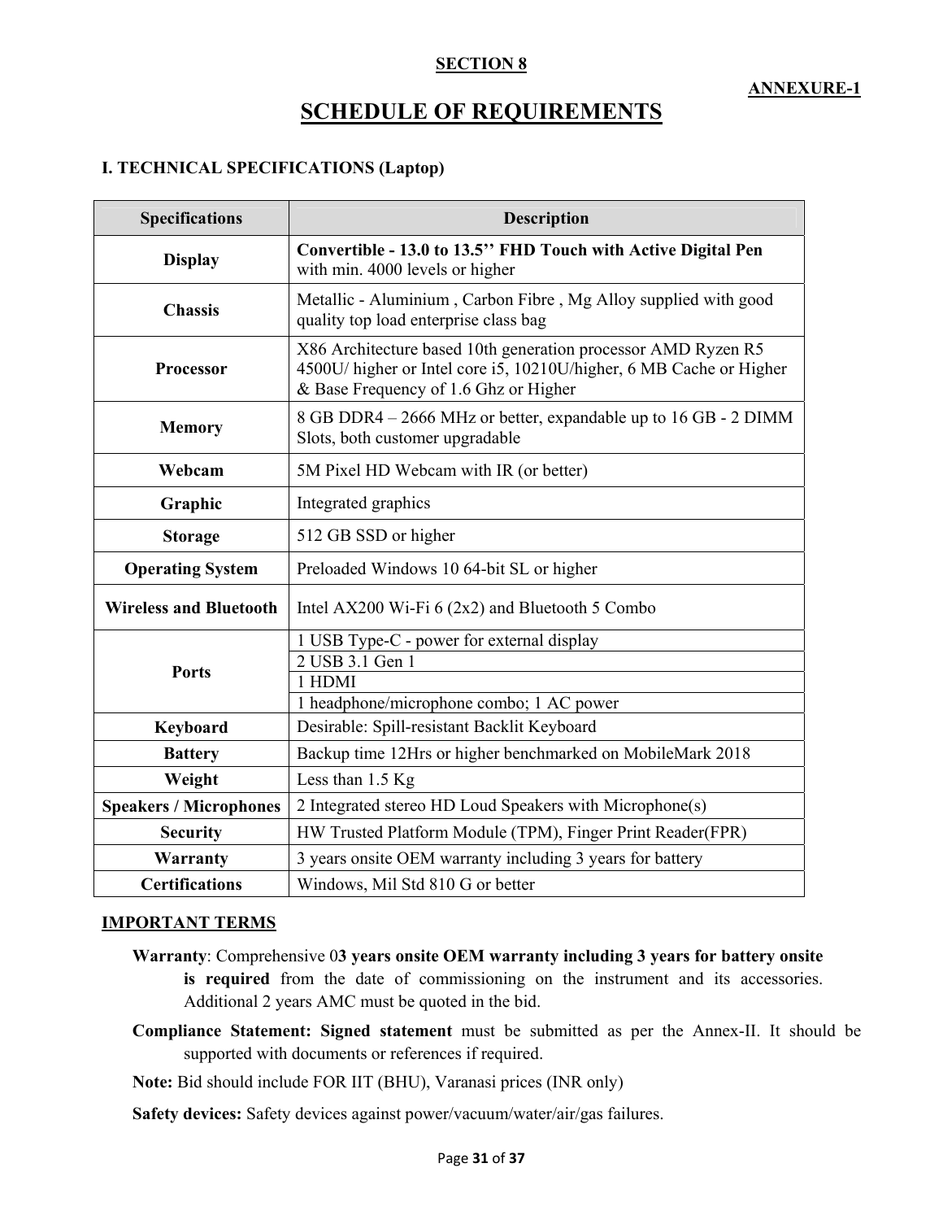**SECTION 8**

**ANNEXURE-1**

# SCHEDULE OF REQUIREMENTS

## I. TECHNICAL SPECIFICATIONS (Laptop)

| Specifications | Description |
|---|---|
| **Display** | **Convertible - 13.0 to 13.5'' FHD Touch with Active Digital Pen** with min. 4000 levels or higher |
| **Chassis** | Metallic - Aluminium , Carbon Fibre , Mg Alloy supplied with good quality top load enterprise class bag |
| **Processor** | X86 Architecture based 10th generation processor AMD Ryzen R5 4500U/ higher or Intel core i5, 10210U/higher, 6 MB Cache or Higher & Base Frequency of 1.6 Ghz or Higher |
| **Memory** | 8 GB DDR4 – 2666 MHz or better, expandable up to 16 GB - 2 DIMM Slots, both customer upgradable |
| **Webcam** | 5M Pixel HD Webcam with IR (or better) |
| **Graphic** | Integrated graphics |
| **Storage** | 512 GB SSD or higher |
| **Operating System** | Preloaded Windows 10 64-bit SL or higher |
| **Wireless and Bluetooth** | Intel AX200 Wi-Fi 6 (2x2) and Bluetooth 5 Combo |
| **Ports** | 1 USB Type-C - power for external display |
| | 2 USB 3.1 Gen 1 |
| | 1 HDMI |
| | 1 headphone/microphone combo; 1 AC power |
| **Keyboard** | Desirable: Spill-resistant Backlit Keyboard |
| **Battery** | Backup time 12Hrs or higher benchmarked on MobileMark 2018 |
| **Weight** | Less than 1.5 Kg |
| **Speakers / Microphones** | 2 Integrated stereo HD Loud Speakers with Microphone(s) |
| **Security** | HW Trusted Platform Module (TPM), Finger Print Reader(FPR) |
| **Warranty** | 3 years onsite OEM warranty including 3 years for battery |
| **Certifications** | Windows, Mil Std 810 G or better |

**IMPORTANT TERMS**

**Warranty**: Comprehensive 0**3 years onsite OEM warranty including 3 years for battery onsite is required** from the date of commissioning on the instrument and its accessories. Additional 2 years AMC must be quoted in the bid.

**Compliance Statement: Signed statement** must be submitted as per the Annex-II. It should be supported with documents or references if required.

**Note:** Bid should include FOR IIT (BHU), Varanasi prices (INR only)

**Safety devices:** Safety devices against power/vacuum/water/air/gas failures.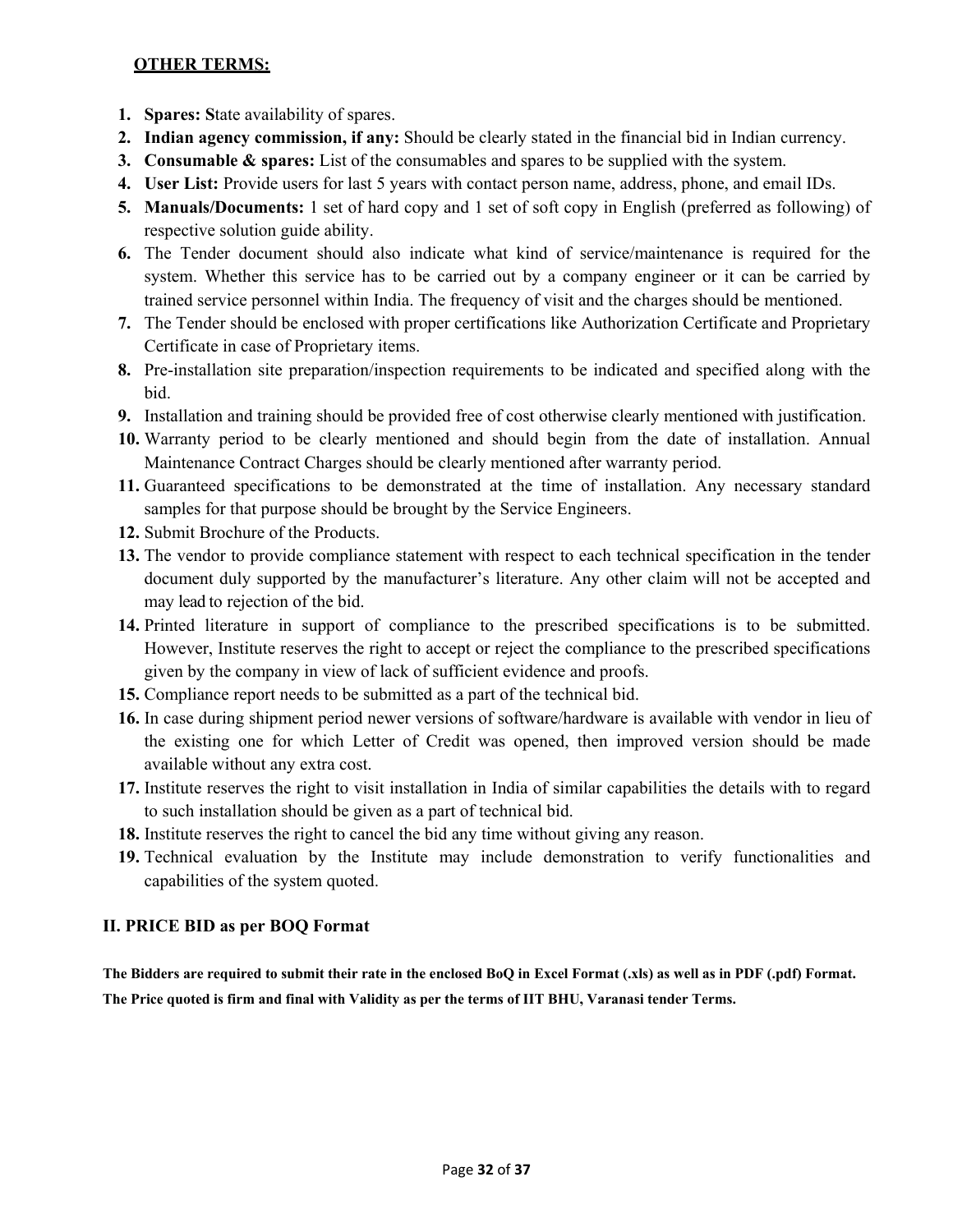**OTHER TERMS:**

1. **Spares: S**tate availability of spares.
2. **Indian agency commission, if any:** Should be clearly stated in the financial bid in Indian currency.
3. **Consumable & spares:** List of the consumables and spares to be supplied with the system.
4. **User List:** Provide users for last 5 years with contact person name, address, phone, and email IDs.
5. **Manuals/Documents:** 1 set of hard copy and 1 set of soft copy in English (preferred as following) of respective solution guide ability.
6. The Tender document should also indicate what kind of service/maintenance is required for the system. Whether this service has to be carried out by a company engineer or it can be carried by trained service personnel within India. The frequency of visit and the charges should be mentioned.
7. The Tender should be enclosed with proper certifications like Authorization Certificate and Proprietary Certificate in case of Proprietary items.
8. Pre-installation site preparation/inspection requirements to be indicated and specified along with the bid.
9. Installation and training should be provided free of cost otherwise clearly mentioned with justification.
10. Warranty period to be clearly mentioned and should begin from the date of installation. Annual Maintenance Contract Charges should be clearly mentioned after warranty period.
11. Guaranteed specifications to be demonstrated at the time of installation. Any necessary standard samples for that purpose should be brought by the Service Engineers.
12. Submit Brochure of the Products.
13. The vendor to provide compliance statement with respect to each technical specification in the tender document duly supported by the manufacturer's literature. Any other claim will not be accepted and may lead to rejection of the bid.
14. Printed literature in support of compliance to the prescribed specifications is to be submitted. However, Institute reserves the right to accept or reject the compliance to the prescribed specifications given by the company in view of lack of sufficient evidence and proofs.
15. Compliance report needs to be submitted as a part of the technical bid.
16. In case during shipment period newer versions of software/hardware is available with vendor in lieu of the existing one for which Letter of Credit was opened, then improved version should be made available without any extra cost.
17. Institute reserves the right to visit installation in India of similar capabilities the details with to regard to such installation should be given as a part of technical bid.
18. Institute reserves the right to cancel the bid any time without giving any reason.
19. Technical evaluation by the Institute may include demonstration to verify functionalities and capabilities of the system quoted.

## II. PRICE BID as per BOQ Format

**The Bidders are required to submit their rate in the enclosed BoQ in Excel Format (.xls) as well as in PDF (.pdf) Format. The Price quoted is firm and final with Validity as per the terms of IIT BHU, Varanasi tender Terms.**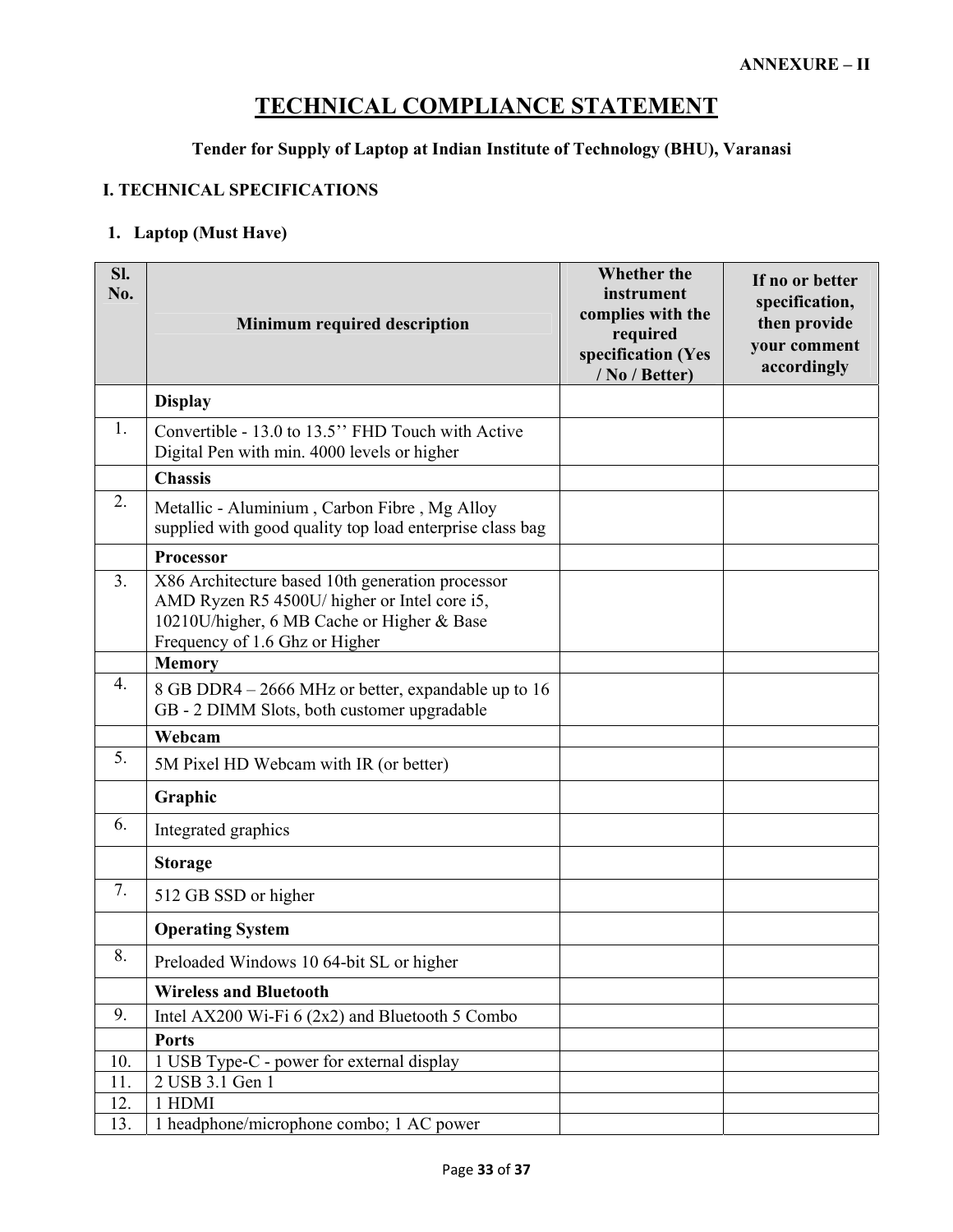ANNEXURE – II

# TECHNICAL COMPLIANCE STATEMENT

**Tender for Supply of Laptop at Indian Institute of Technology (BHU), Varanasi**

## I. TECHNICAL SPECIFICATIONS

### 1. Laptop (Must Have)

| Sl. No. | Minimum required description | Whether the instrument complies with the required specification (Yes / No / Better) | If no or better specification, then provide your comment accordingly |
|---|---|---|---|
| | **Display** | | |
| 1. | Convertible - 13.0 to 13.5'' FHD Touch with Active Digital Pen with min. 4000 levels or higher | | |
| | **Chassis** | | |
| 2. | Metallic - Aluminium , Carbon Fibre , Mg Alloy supplied with good quality top load enterprise class bag | | |
| | **Processor** | | |
| 3. | X86 Architecture based 10th generation processor AMD Ryzen R5 4500U/ higher or Intel core i5, 10210U/higher, 6 MB Cache or Higher & Base Frequency of 1.6 Ghz or Higher | | |
| | **Memory** | | |
| 4. | 8 GB DDR4 – 2666 MHz or better, expandable up to 16 GB - 2 DIMM Slots, both customer upgradable | | |
| | **Webcam** | | |
| 5. | 5M Pixel HD Webcam with IR (or better) | | |
| | **Graphic** | | |
| 6. | Integrated graphics | | |
| | **Storage** | | |
| 7. | 512 GB SSD or higher | | |
| | **Operating System** | | |
| 8. | Preloaded Windows 10 64-bit SL or higher | | |
| | **Wireless and Bluetooth** | | |
| 9. | Intel AX200 Wi-Fi 6 (2x2) and Bluetooth 5 Combo | | |
| | **Ports** | | |
| 10. | 1 USB Type-C - power for external display | | |
| 11. | 2 USB 3.1 Gen 1 | | |
| 12. | 1 HDMI | | |
| 13. | 1 headphone/microphone combo; 1 AC power | | |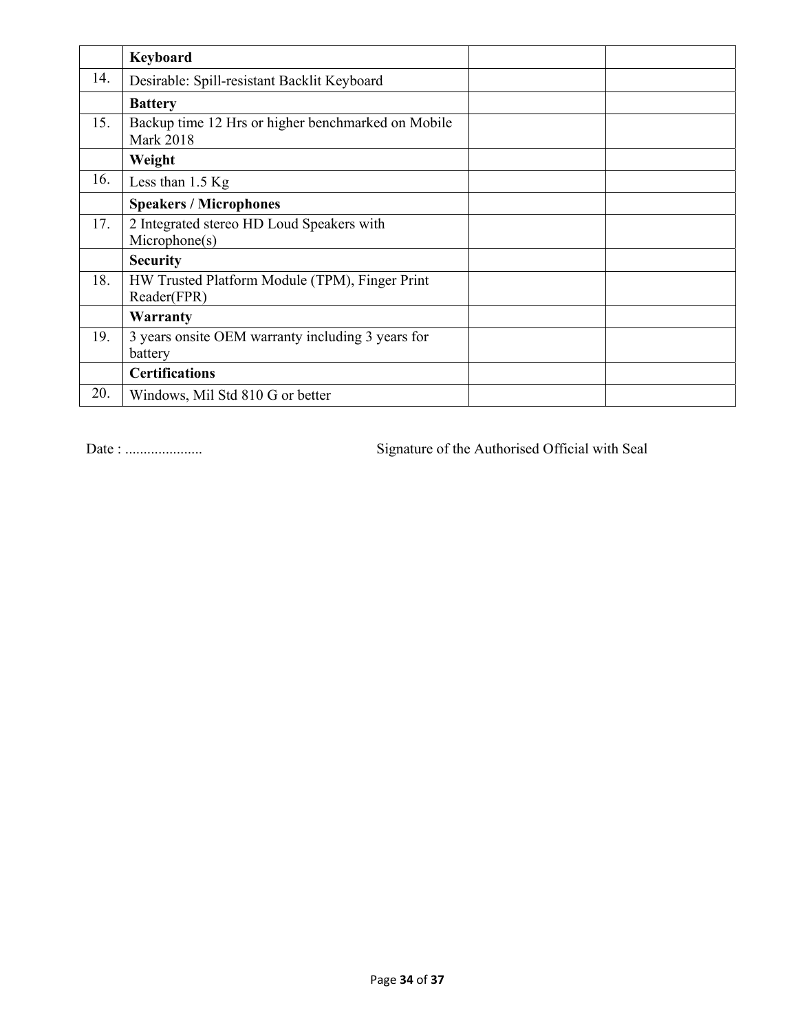| | | | |
|---|---|---|---|
| | **Keyboard** | | |
| 14. | Desirable: Spill-resistant Backlit Keyboard | | |
| | **Battery** | | |
| 15. | Backup time 12 Hrs or higher benchmarked on Mobile Mark 2018 | | |
| | **Weight** | | |
| 16. | Less than 1.5 Kg | | |
| | **Speakers / Microphones** | | |
| 17. | 2 Integrated stereo HD Loud Speakers with Microphone(s) | | |
| | **Security** | | |
| 18. | HW Trusted Platform Module (TPM), Finger Print Reader(FPR) | | |
| | **Warranty** | | |
| 19. | 3 years onsite OEM warranty including 3 years for battery | | |
| | **Certifications** | | |
| 20. | Windows, Mil Std 810 G or better | | |

Date : .....................                                        Signature of the Authorised Official with Seal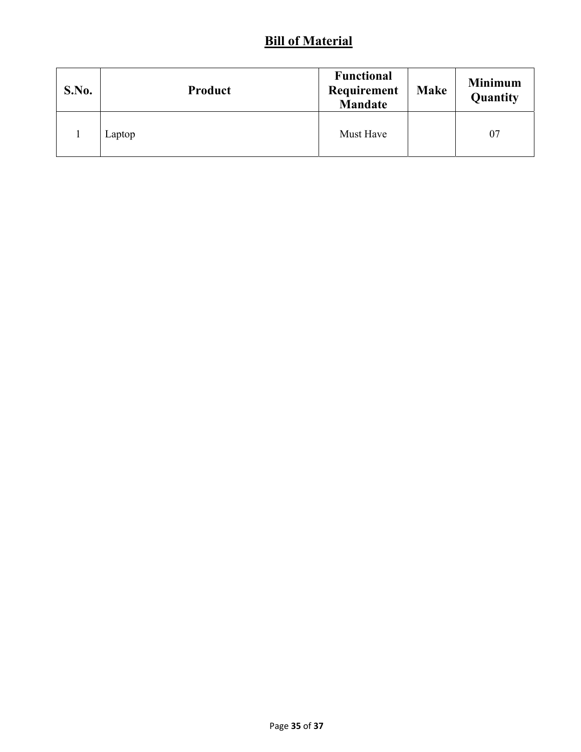## Bill of Material

| S.No. | Product | Functional Requirement Mandate | Make | Minimum Quantity |
|---|---|---|---|---|
| 1 | Laptop | Must Have | | 07 |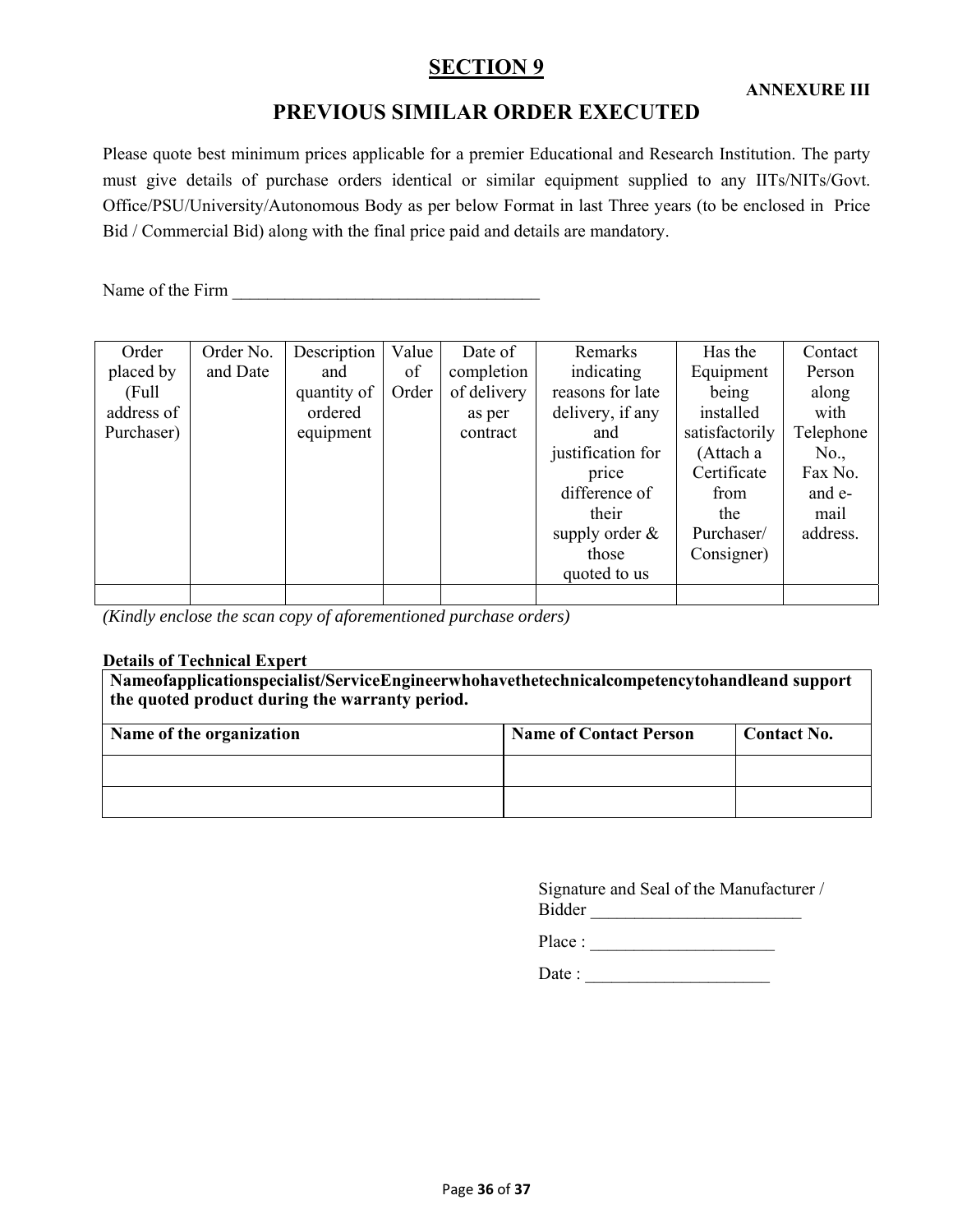# SECTION 9

**ANNEXURE III**

## PREVIOUS SIMILAR ORDER EXECUTED

Please quote best minimum prices applicable for a premier Educational and Research Institution. The party must give details of purchase orders identical or similar equipment supplied to any IITs/NITs/Govt. Office/PSU/University/Autonomous Body as per below Format in last Three years (to be enclosed in Price Bid / Commercial Bid) along with the final price paid and details are mandatory.

Name of the Firm ___________________________________

| Order placed by (Full address of Purchaser) | Order No. and Date | Description and quantity of ordered equipment | Value of Order | Date of completion of delivery as per contract | Remarks indicating reasons for late delivery, if any and justification for price difference of their supply order & those quoted to us | Has the Equipment being installed satisfactorily (Attach a Certificate from the Purchaser/ Consigner) | Contact Person along with Telephone No., Fax No. and e-mail address. |
|---|---|---|---|---|---|---|---|
| | | | | | | | |

*(Kindly enclose the scan copy of aforementioned purchase orders)*

**Details of Technical Expert**

| **Nameofapplicationspecialist/ServiceEngineerwhohavethetechnicalcompetencytohandleand support the quoted product during the warranty period.** | | |
|---|---|---|
| **Name of the organization** | **Name of Contact Person** | **Contact No.** |
| | | |
| | | |

Signature and Seal of the Manufacturer / Bidder ________________________

Place : _____________________

Date : _____________________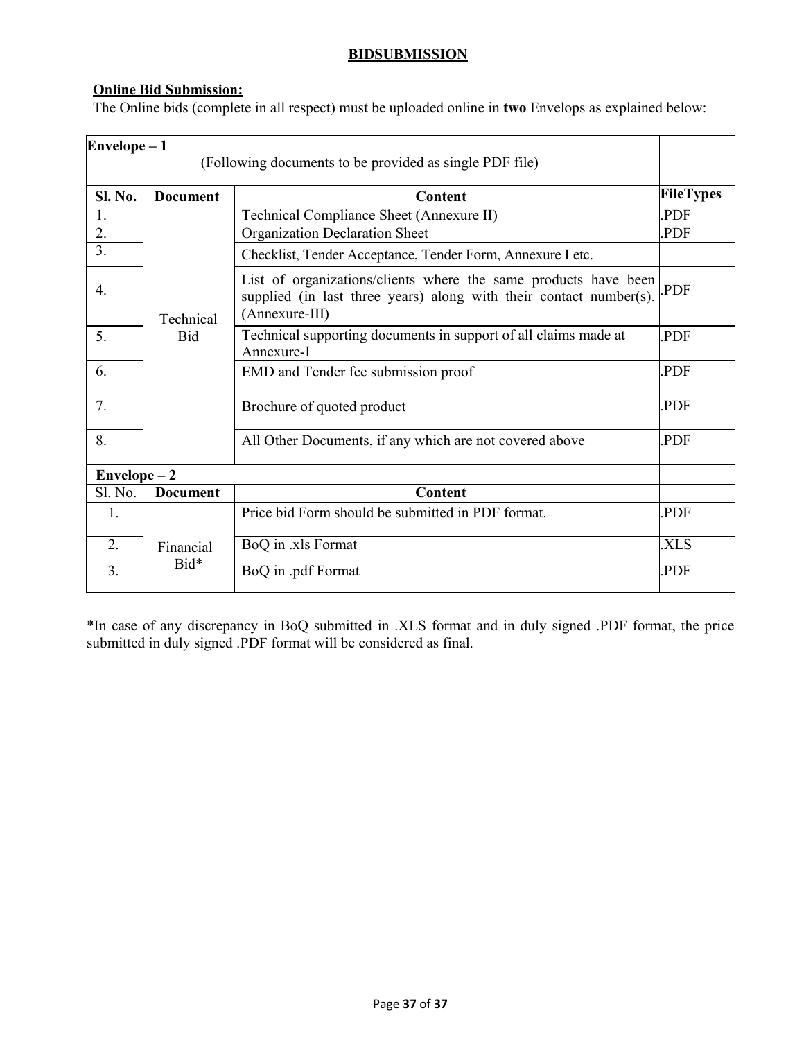## BIDSUBMISSION

**Online Bid Submission:**

The Online bids (complete in all respect) must be uploaded online in **two** Envelops as explained below:

| **Envelope – 1** (Following documents to be provided as single PDF file) | | | |
|---|---|---|---|
| **Sl. No.** | **Document** | **Content** | **FileTypes** |
| 1. | Technical Bid | Technical Compliance Sheet (Annexure II) | .PDF |
| 2. | | Organization Declaration Sheet | .PDF |
| 3. | | Checklist, Tender Acceptance, Tender Form, Annexure I etc. | |
| 4. | | List of organizations/clients where the same products have been supplied (in last three years) along with their contact number(s). (Annexure-III) | .PDF |
| 5. | | Technical supporting documents in support of all claims made at Annexure-I | .PDF |
| 6. | | EMD and Tender fee submission proof | .PDF |
| 7. | | Brochure of quoted product | .PDF |
| 8. | | All Other Documents, if any which are not covered above | .PDF |
| **Envelope – 2** | | | |
| Sl. No. | **Document** | **Content** | |
| 1. | Financial Bid* | Price bid Form should be submitted in PDF format. | .PDF |
| 2. | | BoQ in .xls Format | .XLS |
| 3. | | BoQ in .pdf Format | .PDF |

*In case of any discrepancy in BoQ submitted in .XLS format and in duly signed .PDF format, the price submitted in duly signed .PDF format will be considered as final.